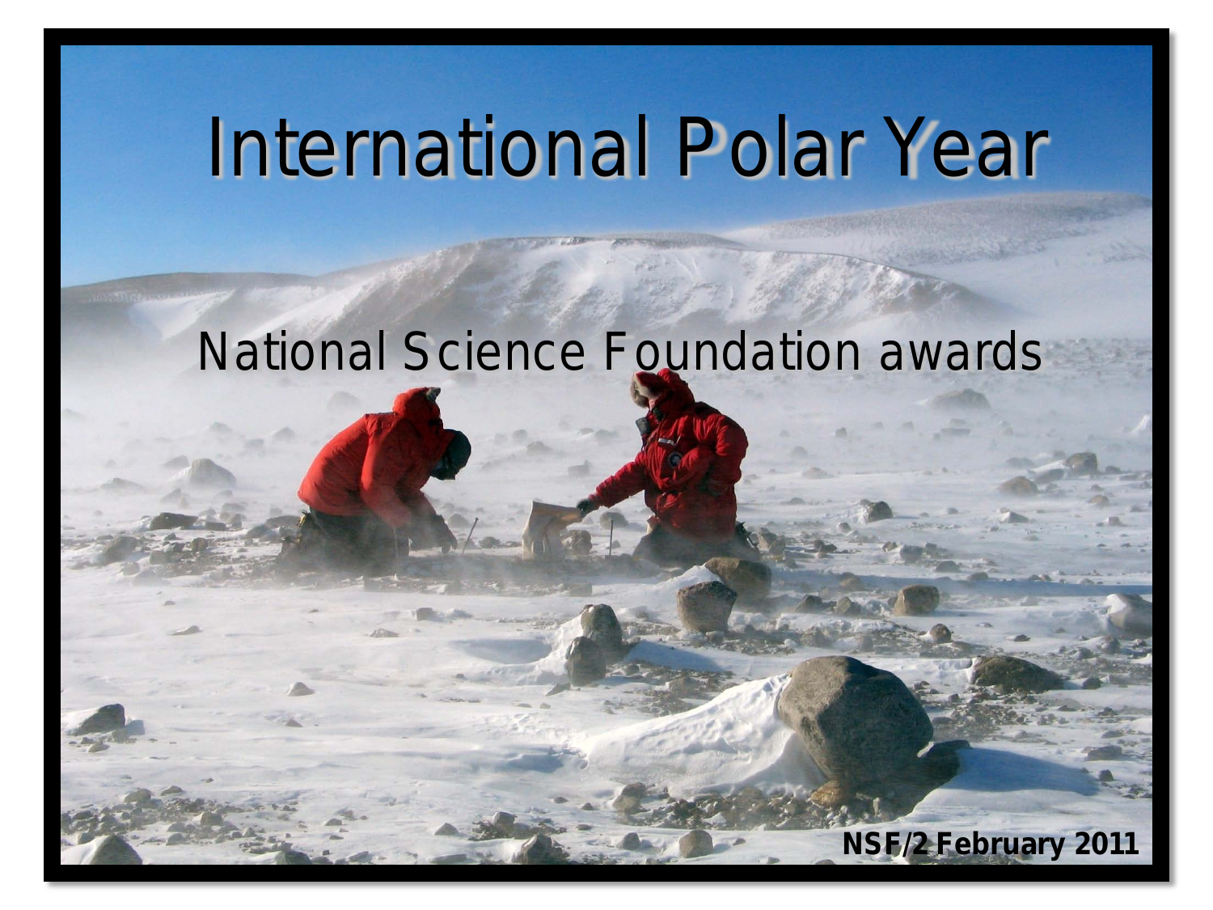# International Polar Year

## National Science Foundation awards

**NSF/2 February 2011**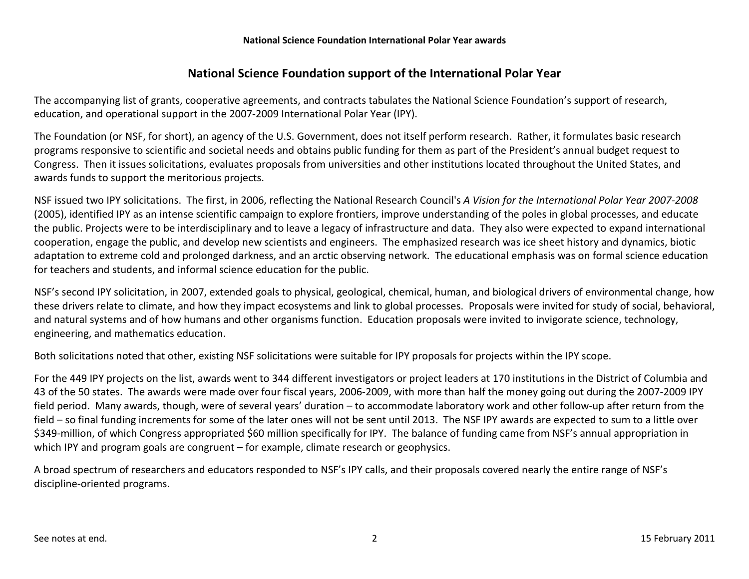# National Science Foundation support of the International Polar Year

The accompanying list of grants, cooperative agreements, and contracts tabulates the National Science Foundation's support of research, education, and operational support in the 2007-2009 International Polar Year (IPY).

The Foundation (or NSF, for short), an agency of the U.S. Government, does not itself perform research. Rather, it formulates basic research programs responsive to scientific and societal needs and obtains public funding for them as part of the President's annual budget request to Congress. Then it issues solicitations, evaluates proposals from universities and other institutions located throughout the United States, and awards funds to support the meritorious projects.

NSF issued two IPY solicitations. The first, in 2006, reflecting the National Research Council's *A Vision for the International Polar Year 2007-2008* (2005), identified IPY as an intense scientific campaign to explore frontiers, improve understanding of the poles in global processes, and educate the public. Projects were to be interdisciplinary and to leave a legacy of infrastructure and data. They also were expected to expand international cooperation, engage the public, and develop new scientists and engineers. The emphasized research was ice sheet history and dynamics, biotic adaptation to extreme cold and prolonged darkness, and an arctic observing network. The educational emphasis was on formal science education for teachers and students, and informal science education for the public.

NSF's second IPY solicitation, in 2007, extended goals to physical, geological, chemical, human, and biological drivers of environmental change, how these drivers relate to climate, and how they impact ecosystems and link to global processes. Proposals were invited for study of social, behavioral, and natural systems and of how humans and other organisms function. Education proposals were invited to invigorate science, technology, engineering, and mathematics education.

Both solicitations noted that other, existing NSF solicitations were suitable for IPY proposals for projects within the IPY scope.

For the 449 IPY projects on the list, awards went to 344 different investigators or project leaders at 170 institutions in the District of Columbia and 43 of the 50 states. The awards were made over four fiscal years, 2006-2009, with more than half the money going out during the 2007-2009 IPY field period. Many awards, though, were of several years' duration – to accommodate laboratory work and other follow-up after return from the field – so final funding increments for some of the later ones will not be sent until 2013. The NSF IPY awards are expected to sum to a little over $349-million, of which Congress appropriated $60 million specifically for IPY. The balance of funding came from NSF's annual appropriation in which IPY and program goals are congruent – for example, climate research or geophysics.

A broad spectrum of researchers and educators responded to NSF's IPY calls, and their proposals covered nearly the entire range of NSF's discipline-oriented programs.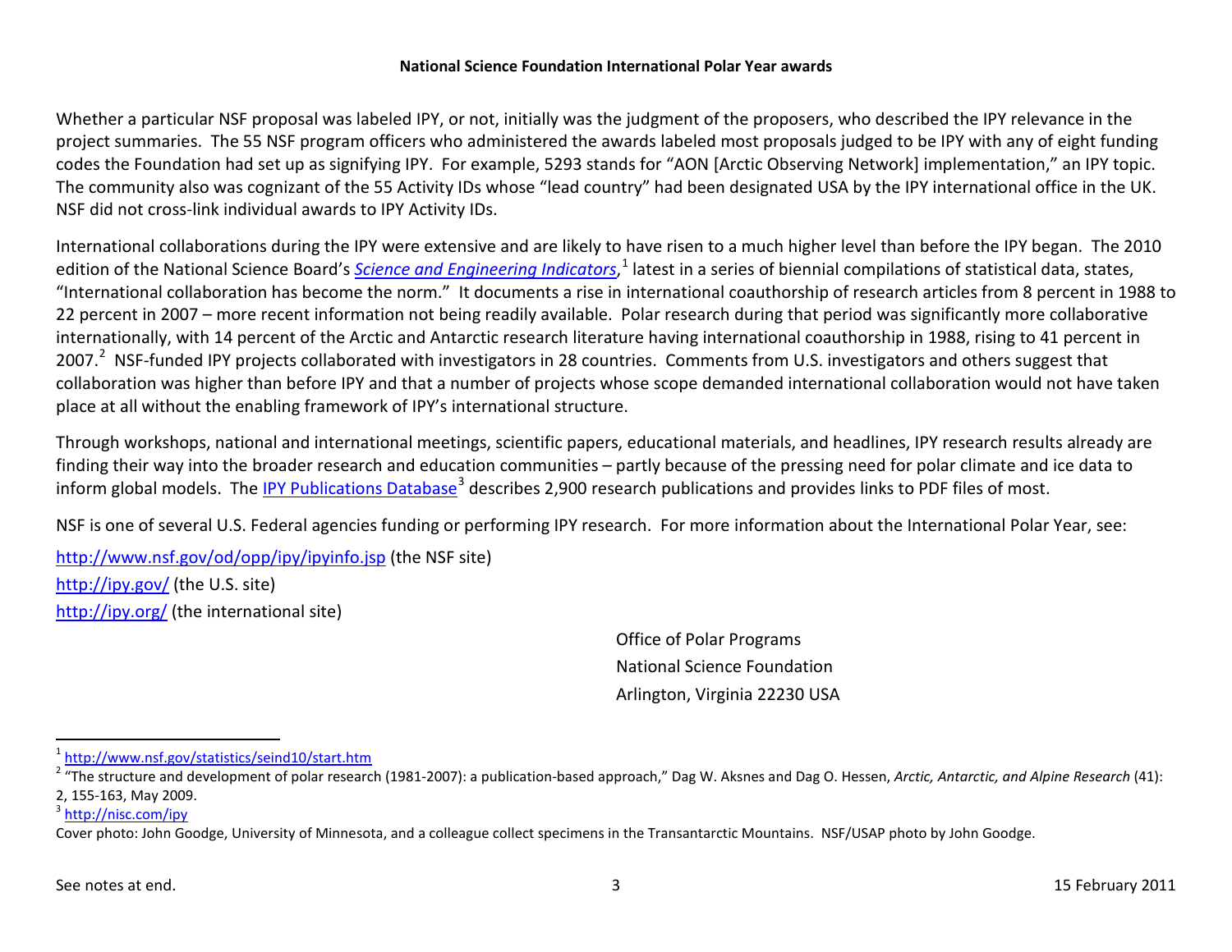**National Science Foundation International Polar Year awards**

Whether a particular NSF proposal was labeled IPY, or not, initially was the judgment of the proposers, who described the IPY relevance in the project summaries. The 55 NSF program officers who administered the awards labeled most proposals judged to be IPY with any of eight funding codes the Foundation had set up as signifying IPY. For example, 5293 stands for "AON [Arctic Observing Network] implementation," an IPY topic. The community also was cognizant of the 55 Activity IDs whose "lead country" had been designated USA by the IPY international office in the UK. NSF did not cross-link individual awards to IPY Activity IDs.

International collaborations during the IPY were extensive and are likely to have risen to a much higher level than before the IPY began. The 2010 edition of the National Science Board's *Science and Engineering Indicators*,[1] latest in a series of biennial compilations of statistical data, states, "International collaboration has become the norm." It documents a rise in international coauthorship of research articles from 8 percent in 1988 to 22 percent in 2007 – more recent information not being readily available. Polar research during that period was significantly more collaborative internationally, with 14 percent of the Arctic and Antarctic research literature having international coauthorship in 1988, rising to 41 percent in 2007.[2] NSF-funded IPY projects collaborated with investigators in 28 countries. Comments from U.S. investigators and others suggest that collaboration was higher than before IPY and that a number of projects whose scope demanded international collaboration would not have taken place at all without the enabling framework of IPY's international structure.

Through workshops, national and international meetings, scientific papers, educational materials, and headlines, IPY research results already are finding their way into the broader research and education communities – partly because of the pressing need for polar climate and ice data to inform global models. The IPY Publications Database[3] describes 2,900 research publications and provides links to PDF files of most.

NSF is one of several U.S. Federal agencies funding or performing IPY research. For more information about the International Polar Year, see:

http://www.nsf.gov/od/opp/ipy/ipyinfo.jsp (the NSF site)
http://ipy.gov/ (the U.S. site)
http://ipy.org/ (the international site)

Office of Polar Programs
National Science Foundation
Arlington, Virginia 22230 USA

---

[1] http://www.nsf.gov/statistics/seind10/start.htm

[2] "The structure and development of polar research (1981-2007): a publication-based approach," Dag W. Aksnes and Dag O. Hessen, *Arctic, Antarctic, and Alpine Research* (41): 2, 155-163, May 2009.

[3] http://nisc.com/ipy

Cover photo: John Goodge, University of Minnesota, and a colleague collect specimens in the Transantarctic Mountains. NSF/USAP photo by John Goodge.

See notes at end. 15 February 2011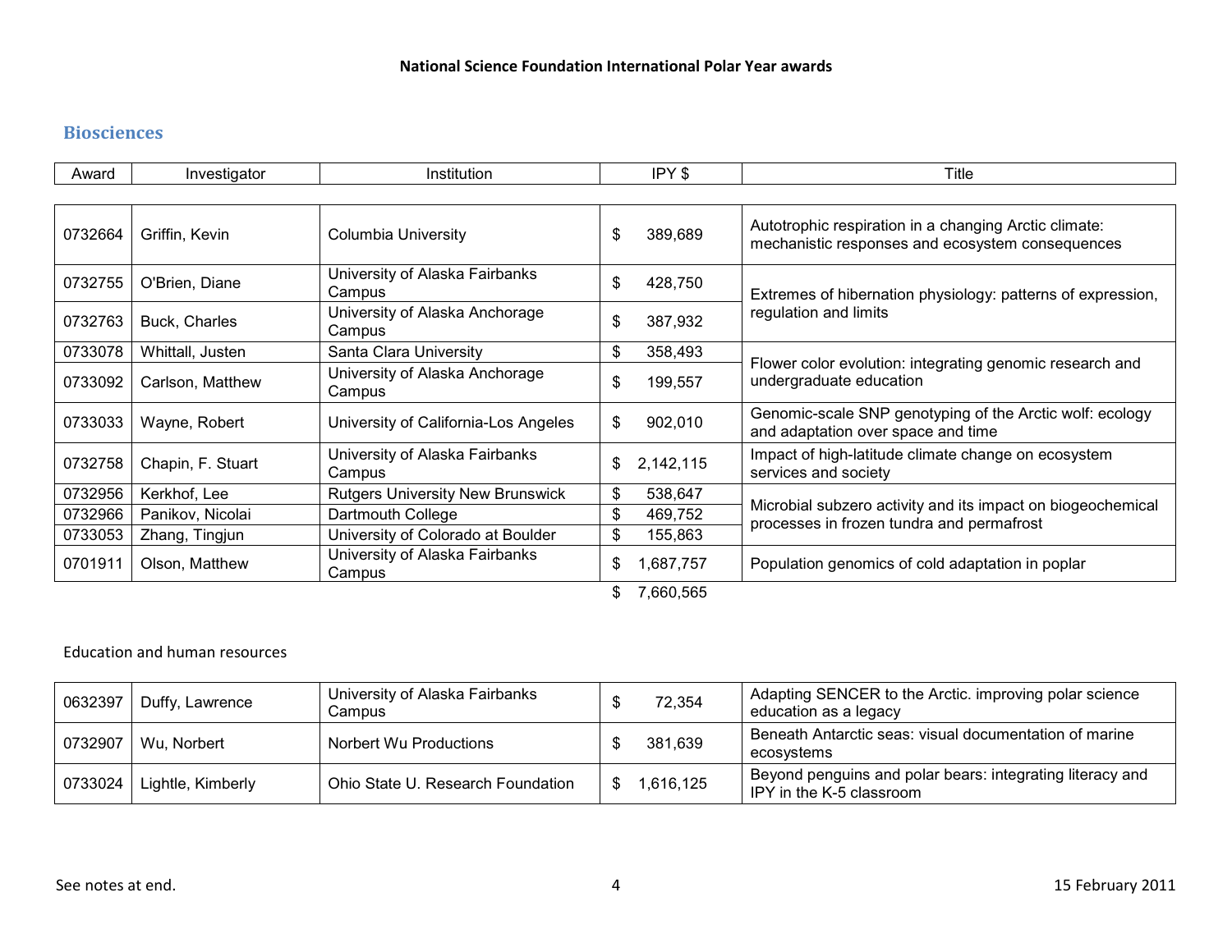**National Science Foundation International Polar Year awards**

## Biosciences

| Award | Investigator | Institution | IPY $ | Title |
|---|---|---|---|---|
| 0732664 | Griffin, Kevin | Columbia University | $ 389,689 | Autotrophic respiration in a changing Arctic climate: mechanistic responses and ecosystem consequences |
| 0732755 | O'Brien, Diane | University of Alaska Fairbanks Campus | $ 428,750 | Extremes of hibernation physiology: patterns of expression, regulation and limits |
| 0732763 | Buck, Charles | University of Alaska Anchorage Campus | $ 387,932 | |
| 0733078 | Whittall, Justen | Santa Clara University | $ 358,493 | Flower color evolution: integrating genomic research and undergraduate education |
| 0733092 | Carlson, Matthew | University of Alaska Anchorage Campus | $ 199,557 | |
| 0733033 | Wayne, Robert | University of California-Los Angeles | $ 902,010 | Genomic-scale SNP genotyping of the Arctic wolf: ecology and adaptation over space and time |
| 0732758 | Chapin, F. Stuart | University of Alaska Fairbanks Campus | $ 2,142,115 | Impact of high-latitude climate change on ecosystem services and society |
| 0732956 | Kerkhof, Lee | Rutgers University New Brunswick | $ 538,647 | Microbial subzero activity and its impact on biogeochemical processes in frozen tundra and permafrost |
| 0732966 | Panikov, Nicolai | Dartmouth College | $ 469,752 | |
| 0733053 | Zhang, Tingjun | University of Colorado at Boulder | $ 155,863 | |
| 0701911 | Olson, Matthew | University of Alaska Fairbanks Campus | $ 1,687,757 | Population genomics of cold adaptation in poplar |
| | | | $ 7,660,565 | |

Education and human resources

| Award | Investigator | Institution | IPY $ | Title |
|---|---|---|---|---|
| 0632397 | Duffy, Lawrence | University of Alaska Fairbanks Campus | $ 72,354 | Adapting SENCER to the Arctic. improving polar science education as a legacy |
| 0732907 | Wu, Norbert | Norbert Wu Productions | $ 381,639 | Beneath Antarctic seas: visual documentation of marine ecosystems |
| 0733024 | Lightle, Kimberly | Ohio State U. Research Foundation | $ 1,616,125 | Beyond penguins and polar bears: integrating literacy and IPY in the K-5 classroom |

See notes at end.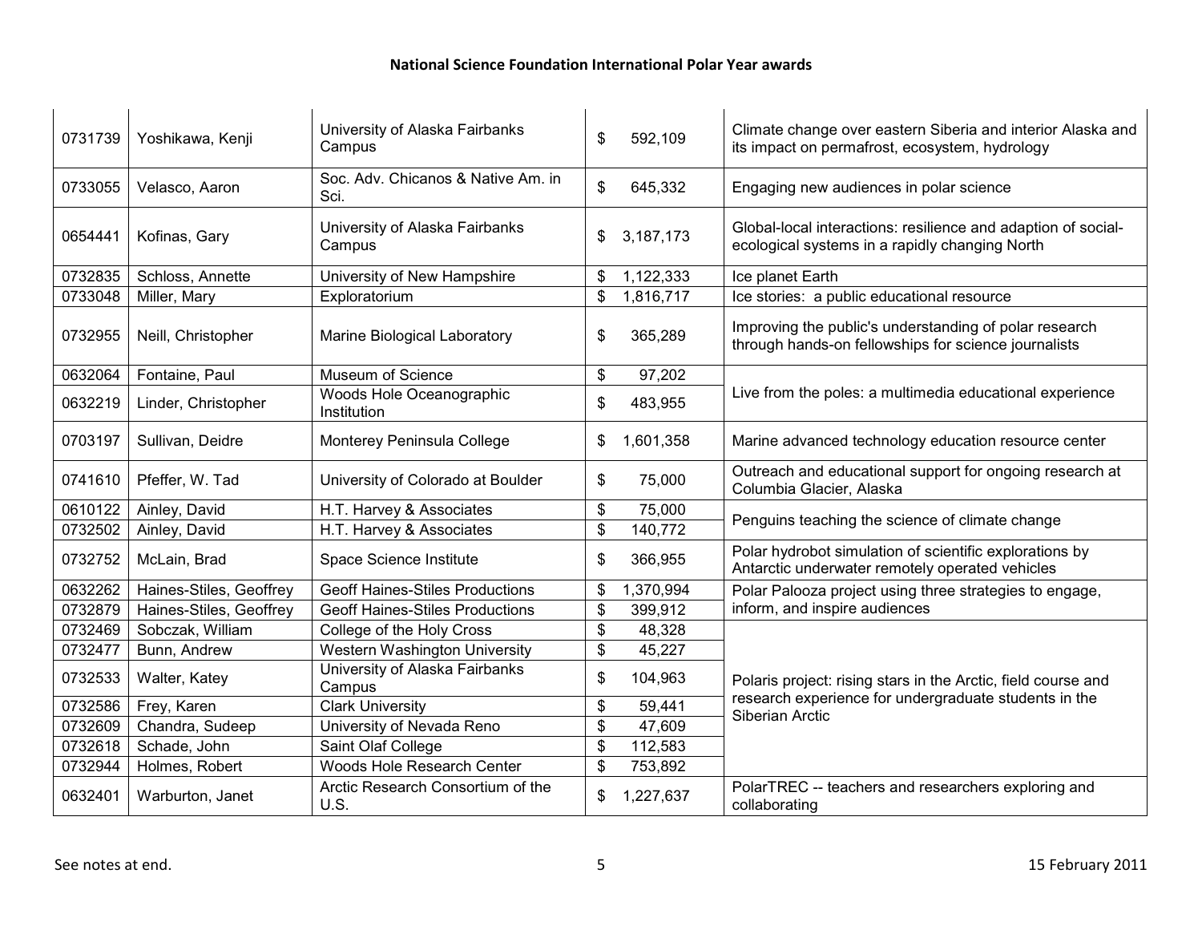# National Science Foundation International Polar Year awards

| | | | | |
|---|---|---|---|---|
| 0731739 | Yoshikawa, Kenji | University of Alaska Fairbanks Campus | $ 592,109 | Climate change over eastern Siberia and interior Alaska and its impact on permafrost, ecosystem, hydrology |
| 0733055 | Velasco, Aaron | Soc. Adv. Chicanos & Native Am. in Sci. | $ 645,332 | Engaging new audiences in polar science |
| 0654441 | Kofinas, Gary | University of Alaska Fairbanks Campus | $ 3,187,173 | Global-local interactions: resilience and adaption of social-ecological systems in a rapidly changing North |
| 0732835 | Schloss, Annette | University of New Hampshire | $ 1,122,333 | Ice planet Earth |
| 0733048 | Miller, Mary | Exploratorium | $ 1,816,717 | Ice stories: a public educational resource |
| 0732955 | Neill, Christopher | Marine Biological Laboratory | $ 365,289 | Improving the public's understanding of polar research through hands-on fellowships for science journalists |
| 0632064 | Fontaine, Paul | Museum of Science | $ 97,202 | Live from the poles: a multimedia educational experience |
| 0632219 | Linder, Christopher | Woods Hole Oceanographic Institution | $ 483,955 | |
| 0703197 | Sullivan, Deidre | Monterey Peninsula College | $ 1,601,358 | Marine advanced technology education resource center |
| 0741610 | Pfeffer, W. Tad | University of Colorado at Boulder | $ 75,000 | Outreach and educational support for ongoing research at Columbia Glacier, Alaska |
| 0610122 | Ainley, David | H.T. Harvey & Associates | $ 75,000 | Penguins teaching the science of climate change |
| 0732502 | Ainley, David | H.T. Harvey & Associates | $ 140,772 | |
| 0732752 | McLain, Brad | Space Science Institute | $ 366,955 | Polar hydrobot simulation of scientific explorations by Antarctic underwater remotely operated vehicles |
| 0632262 | Haines-Stiles, Geoffrey | Geoff Haines-Stiles Productions | $ 1,370,994 | Polar Palooza project using three strategies to engage, inform, and inspire audiences |
| 0732879 | Haines-Stiles, Geoffrey | Geoff Haines-Stiles Productions | $ 399,912 | |
| 0732469 | Sobczak, William | College of the Holy Cross | $ 48,328 | Polaris project: rising stars in the Arctic, field course and research experience for undergraduate students in the Siberian Arctic |
| 0732477 | Bunn, Andrew | Western Washington University | $ 45,227 | |
| 0732533 | Walter, Katey | University of Alaska Fairbanks Campus | $ 104,963 | |
| 0732586 | Frey, Karen | Clark University | $ 59,441 | |
| 0732609 | Chandra, Sudeep | University of Nevada Reno | $ 47,609 | |
| 0732618 | Schade, John | Saint Olaf College | $ 112,583 | |
| 0732944 | Holmes, Robert | Woods Hole Research Center | $ 753,892 | |
| 0632401 | Warburton, Janet | Arctic Research Consortium of the U.S. | $ 1,227,637 | PolarTREC -- teachers and researchers exploring and collaborating |

See notes at end.

15 February 2011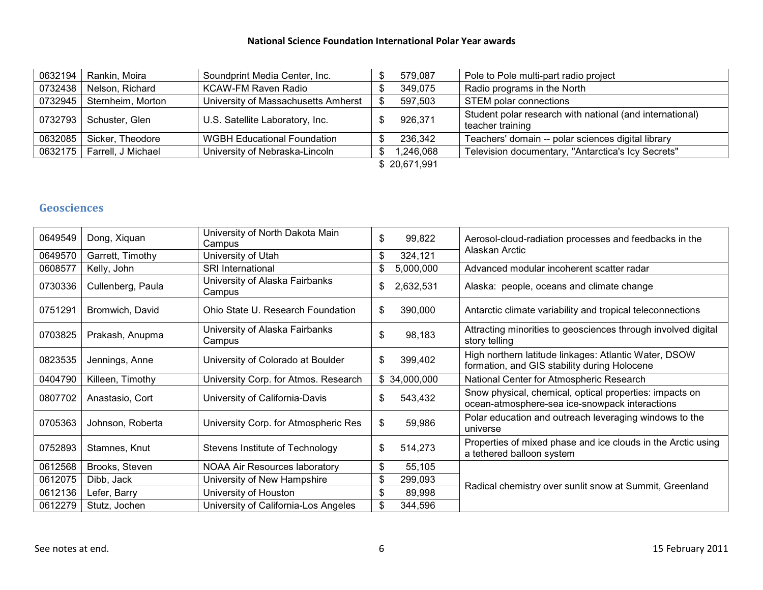| | | | | |
|---|---|---|---|---|
| 0632194 | Rankin, Moira | Soundprint Media Center, Inc. | $ 579,087 | Pole to Pole multi-part radio project |
| 0732438 | Nelson, Richard | KCAW-FM Raven Radio | $ 349,075 | Radio programs in the North |
| 0732945 | Sternheim, Morton | University of Massachusetts Amherst | $ 597,503 | STEM polar connections |
| 0732793 | Schuster, Glen | U.S. Satellite Laboratory, Inc. | $ 926,371 | Student polar research with national (and international) teacher training |
| 0632085 | Sicker, Theodore | WGBH Educational Foundation | $ 236,342 | Teachers' domain -- polar sciences digital library |
| 0632175 | Farrell, J Michael | University of Nebraska-Lincoln | $ 1,246,068 | Television documentary, "Antarctica's Icy Secrets" |
| | | | $ 20,671,991 | |

## Geosciences

| | | | | |
|---|---|---|---|---|
| 0649549 | Dong, Xiquan | University of North Dakota Main Campus | $ 99,822 | Aerosol-cloud-radiation processes and feedbacks in the Alaskan Arctic |
| 0649570 | Garrett, Timothy | University of Utah | $ 324,121 | |
| 0608577 | Kelly, John | SRI International | $ 5,000,000 | Advanced modular incoherent scatter radar |
| 0730336 | Cullenberg, Paula | University of Alaska Fairbanks Campus | $ 2,632,531 | Alaska: people, oceans and climate change |
| 0751291 | Bromwich, David | Ohio State U. Research Foundation | $ 390,000 | Antarctic climate variability and tropical teleconnections |
| 0703825 | Prakash, Anupma | University of Alaska Fairbanks Campus | $ 98,183 | Attracting minorities to geosciences through involved digital story telling |
| 0823535 | Jennings, Anne | University of Colorado at Boulder | $ 399,402 | High northern latitude linkages: Atlantic Water, DSOW formation, and GIS stability during Holocene |
| 0404790 | Killeen, Timothy | University Corp. for Atmos. Research | $ 34,000,000 | National Center for Atmospheric Research |
| 0807702 | Anastasio, Cort | University of California-Davis | $ 543,432 | Snow physical, chemical, optical properties: impacts on ocean-atmosphere-sea ice-snowpack interactions |
| 0705363 | Johnson, Roberta | University Corp. for Atmospheric Res | $ 59,986 | Polar education and outreach leveraging windows to the universe |
| 0752893 | Stamnes, Knut | Stevens Institute of Technology | $ 514,273 | Properties of mixed phase and ice clouds in the Arctic using a tethered balloon system |
| 0612568 | Brooks, Steven | NOAA Air Resources laboratory | $ 55,105 | Radical chemistry over sunlit snow at Summit, Greenland |
| 0612075 | Dibb, Jack | University of New Hampshire | $ 299,093 | |
| 0612136 | Lefer, Barry | University of Houston | $ 89,998 | |
| 0612279 | Stutz, Jochen | University of California-Los Angeles | $ 344,596 | |

See notes at end.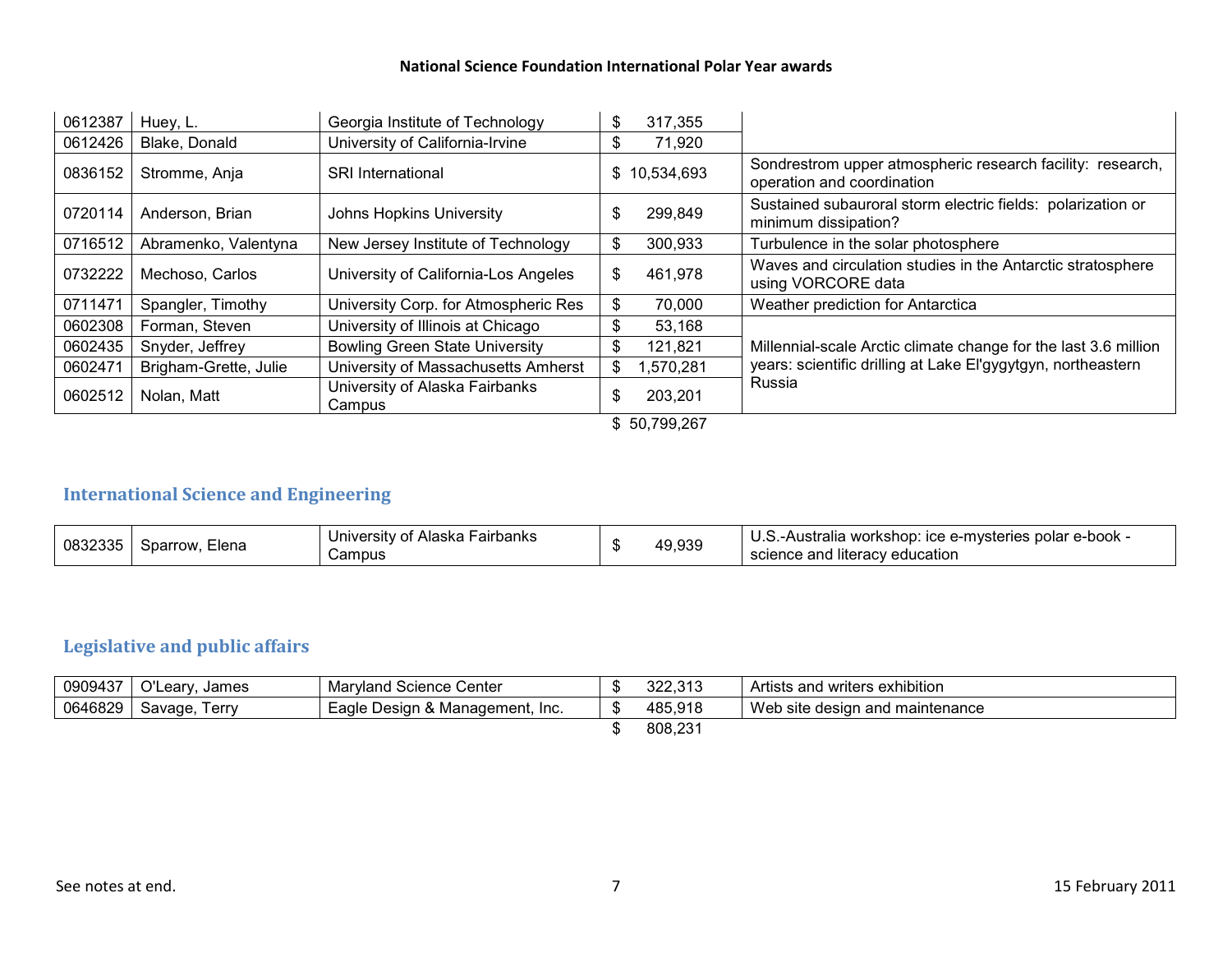| | | | | |
|---|---|---|---|---|
| 0612387 | Huey, L. | Georgia Institute of Technology | $ 317,355 | |
| 0612426 | Blake, Donald | University of California-Irvine | $ 71,920 | |
| 0836152 | Stromme, Anja | SRI International | $ 10,534,693 | Sondrestrom upper atmospheric research facility: research, operation and coordination |
| 0720114 | Anderson, Brian | Johns Hopkins University | $ 299,849 | Sustained subauroral storm electric fields: polarization or minimum dissipation? |
| 0716512 | Abramenko, Valentyna | New Jersey Institute of Technology | $ 300,933 | Turbulence in the solar photosphere |
| 0732222 | Mechoso, Carlos | University of California-Los Angeles | $ 461,978 | Waves and circulation studies in the Antarctic stratosphere using VORCORE data |
| 0711471 | Spangler, Timothy | University Corp. for Atmospheric Res | $ 70,000 | Weather prediction for Antarctica |
| 0602308 | Forman, Steven | University of Illinois at Chicago | $ 53,168 | Millennial-scale Arctic climate change for the last 3.6 million years: scientific drilling at Lake El'gygytgyn, northeastern Russia |
| 0602435 | Snyder, Jeffrey | Bowling Green State University | $ 121,821 | |
| 0602471 | Brigham-Grette, Julie | University of Massachusetts Amherst | $ 1,570,281 | |
| 0602512 | Nolan, Matt | University of Alaska Fairbanks Campus | $ 203,201 | |
| | | | $ 50,799,267 | |

## International Science and Engineering

| | | | | |
|---|---|---|---|---|
| 0832335 | Sparrow, Elena | University of Alaska Fairbanks Campus | $ 49,939 | U.S.-Australia workshop: ice e-mysteries polar e-book - science and literacy education |

## Legislative and public affairs

| | | | | |
|---|---|---|---|---|
| 0909437 | O'Leary, James | Maryland Science Center | $ 322,313 | Artists and writers exhibition |
| 0646829 | Savage, Terry | Eagle Design & Management, Inc. | $ 485,918 | Web site design and maintenance |
| | | | $ 808,231 | |

See notes at end.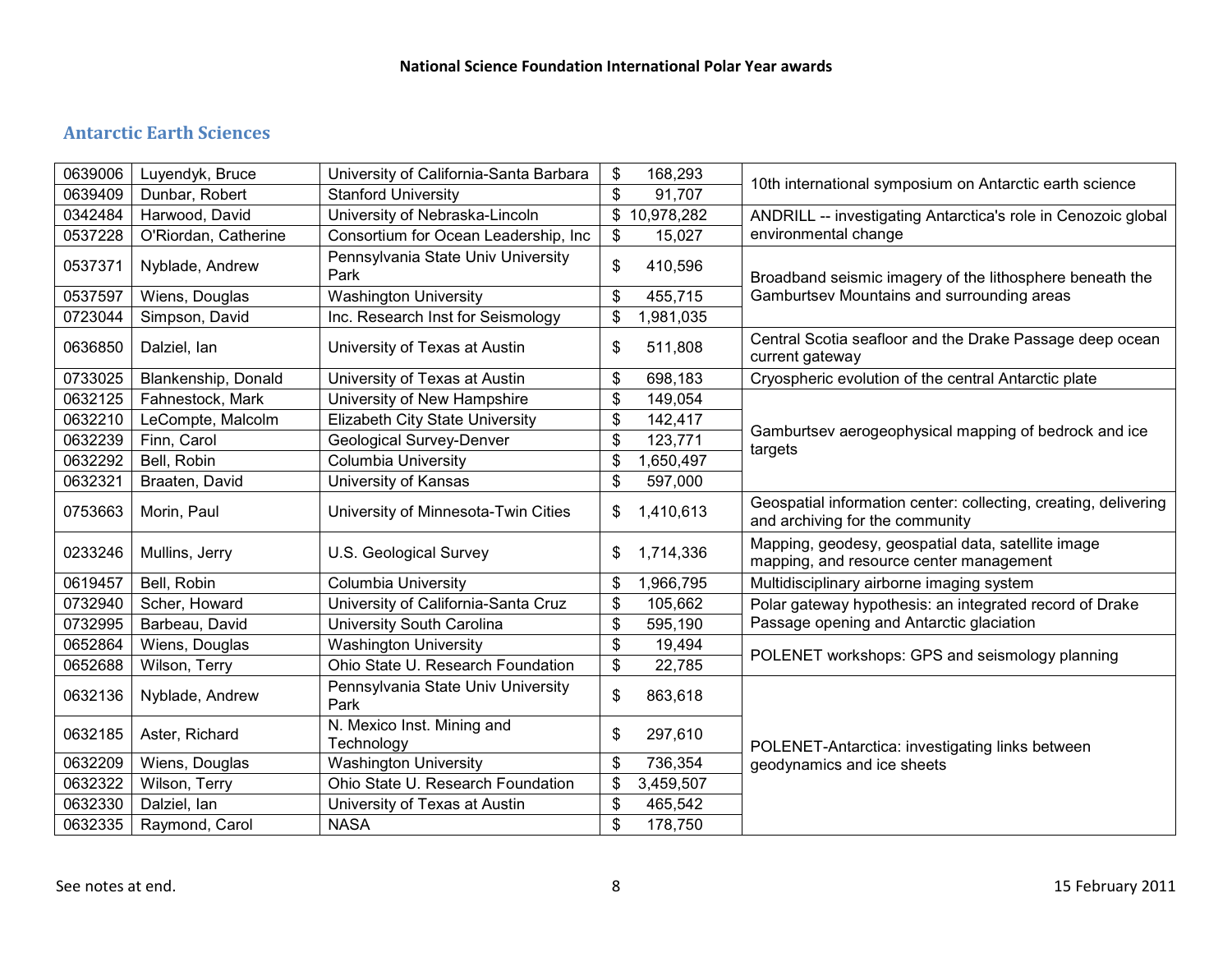**National Science Foundation International Polar Year awards**

## Antarctic Earth Sciences

| Award | PI | Institution | Amount | Project |
|---|---|---|---|---|
| 0639006 | Luyendyk, Bruce | University of California-Santa Barbara | $ 168,293 | 10th international symposium on Antarctic earth science |
| 0639409 | Dunbar, Robert | Stanford University | $ 91,707 | |
| 0342484 | Harwood, David | University of Nebraska-Lincoln | $ 10,978,282 | ANDRILL -- investigating Antarctica's role in Cenozoic global environmental change |
| 0537228 | O'Riordan, Catherine | Consortium for Ocean Leadership, Inc | $ 15,027 | |
| 0537371 | Nyblade, Andrew | Pennsylvania State Univ University Park | $ 410,596 | Broadband seismic imagery of the lithosphere beneath the Gamburtsev Mountains and surrounding areas |
| 0537597 | Wiens, Douglas | Washington University | $ 455,715 | |
| 0723044 | Simpson, David | Inc. Research Inst for Seismology | $ 1,981,035 | |
| 0636850 | Dalziel, Ian | University of Texas at Austin | $ 511,808 | Central Scotia seafloor and the Drake Passage deep ocean current gateway |
| 0733025 | Blankenship, Donald | University of Texas at Austin | $ 698,183 | Cryospheric evolution of the central Antarctic plate |
| 0632125 | Fahnestock, Mark | University of New Hampshire | $ 149,054 | Gamburtsev aerogeophysical mapping of bedrock and ice targets |
| 0632210 | LeCompte, Malcolm | Elizabeth City State University | $ 142,417 | |
| 0632239 | Finn, Carol | Geological Survey-Denver | $ 123,771 | |
| 0632292 | Bell, Robin | Columbia University | $ 1,650,497 | |
| 0632321 | Braaten, David | University of Kansas | $ 597,000 | |
| 0753663 | Morin, Paul | University of Minnesota-Twin Cities | $ 1,410,613 | Geospatial information center: collecting, creating, delivering and archiving for the community |
| 0233246 | Mullins, Jerry | U.S. Geological Survey | $ 1,714,336 | Mapping, geodesy, geospatial data, satellite image mapping, and resource center management |
| 0619457 | Bell, Robin | Columbia University | $ 1,966,795 | Multidisciplinary airborne imaging system |
| 0732940 | Scher, Howard | University of California-Santa Cruz | $ 105,662 | Polar gateway hypothesis: an integrated record of Drake Passage opening and Antarctic glaciation |
| 0732995 | Barbeau, David | University South Carolina | $ 595,190 | |
| 0652864 | Wiens, Douglas | Washington University | $ 19,494 | POLENET workshops: GPS and seismology planning |
| 0652688 | Wilson, Terry | Ohio State U. Research Foundation | $ 22,785 | |
| 0632136 | Nyblade, Andrew | Pennsylvania State Univ University Park | $ 863,618 | POLENET-Antarctica: investigating links between geodynamics and ice sheets |
| 0632185 | Aster, Richard | N. Mexico Inst. Mining and Technology | $ 297,610 | |
| 0632209 | Wiens, Douglas | Washington University | $ 736,354 | |
| 0632322 | Wilson, Terry | Ohio State U. Research Foundation | $ 3,459,507 | |
| 0632330 | Dalziel, Ian | University of Texas at Austin | $ 465,542 | |
| 0632335 | Raymond, Carol | NASA | $ 178,750 | |

See notes at end.

15 February 2011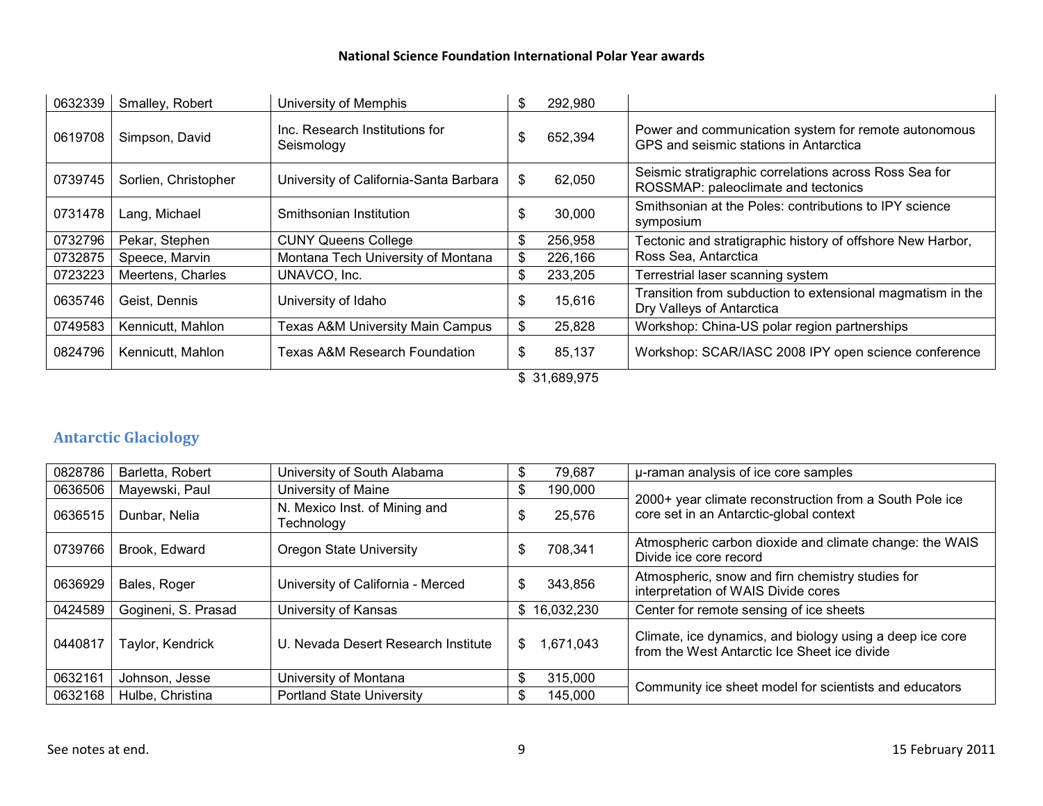| | | | | |
|---|---|---|---|---|
| 0632339 | Smalley, Robert | University of Memphis | $ 292,980 | |
| 0619708 | Simpson, David | Inc. Research Institutions for Seismology | $ 652,394 | Power and communication system for remote autonomous GPS and seismic stations in Antarctica |
| 0739745 | Sorlien, Christopher | University of California-Santa Barbara | $ 62,050 | Seismic stratigraphic correlations across Ross Sea for ROSSMAP: paleoclimate and tectonics |
| 0731478 | Lang, Michael | Smithsonian Institution | $ 30,000 | Smithsonian at the Poles: contributions to IPY science symposium |
| 0732796 | Pekar, Stephen | CUNY Queens College | $ 256,958 | Tectonic and stratigraphic history of offshore New Harbor, Ross Sea, Antarctica |
| 0732875 | Speece, Marvin | Montana Tech University of Montana | $ 226,166 | |
| 0723223 | Meertens, Charles | UNAVCO, Inc. | $ 233,205 | Terrestrial laser scanning system |
| 0635746 | Geist, Dennis | University of Idaho | $ 15,616 | Transition from subduction to extensional magmatism in the Dry Valleys of Antarctica |
| 0749583 | Kennicutt, Mahlon | Texas A&M University Main Campus | $ 25,828 | Workshop: China-US polar region partnerships |
| 0824796 | Kennicutt, Mahlon | Texas A&M Research Foundation | $ 85,137 | Workshop: SCAR/IASC 2008 IPY open science conference |
| | | | $ 31,689,975 | |

## Antarctic Glaciology

| | | | | |
|---|---|---|---|---|
| 0828786 | Barletta, Robert | University of South Alabama | $ 79,687 | µ-raman analysis of ice core samples |
| 0636506 | Mayewski, Paul | University of Maine | $ 190,000 | 2000+ year climate reconstruction from a South Pole ice core set in an Antarctic-global context |
| 0636515 | Dunbar, Nelia | N. Mexico Inst. of Mining and Technology | $ 25,576 | |
| 0739766 | Brook, Edward | Oregon State University | $ 708,341 | Atmospheric carbon dioxide and climate change: the WAIS Divide ice core record |
| 0636929 | Bales, Roger | University of California - Merced | $ 343,856 | Atmospheric, snow and firn chemistry studies for interpretation of WAIS Divide cores |
| 0424589 | Gogineni, S. Prasad | University of Kansas | $ 16,032,230 | Center for remote sensing of ice sheets |
| 0440817 | Taylor, Kendrick | U. Nevada Desert Research Institute | $ 1,671,043 | Climate, ice dynamics, and biology using a deep ice core from the West Antarctic Ice Sheet ice divide |
| 0632161 | Johnson, Jesse | University of Montana | $ 315,000 | Community ice sheet model for scientists and educators |
| 0632168 | Hulbe, Christina | Portland State University | $ 145,000 | |

See notes at end.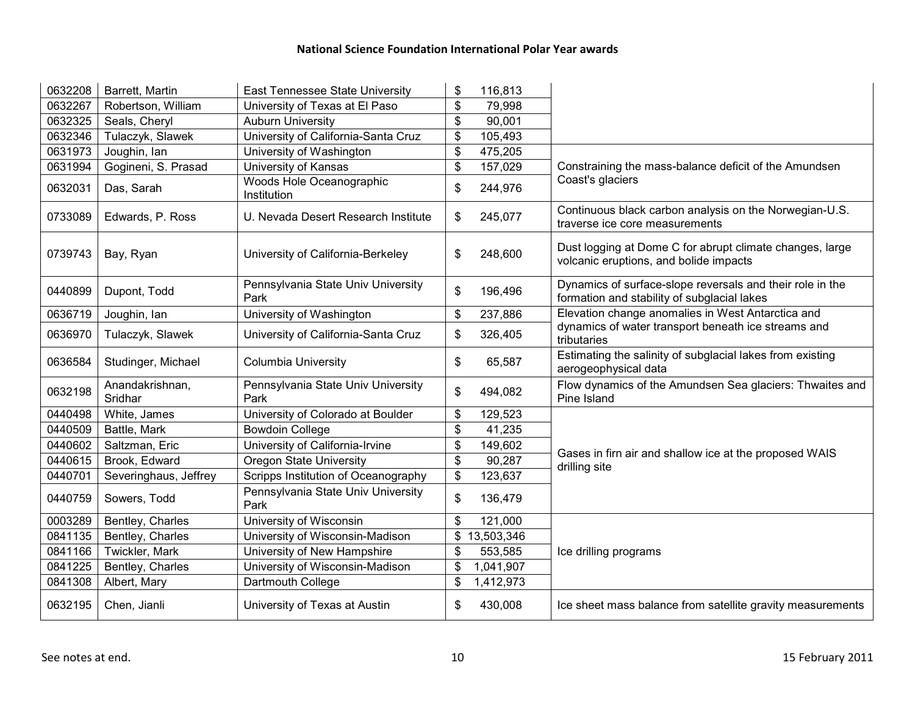# National Science Foundation International Polar Year awards

| | | | | |
|---|---|---|---|---|
| 0632208 | Barrett, Martin | East Tennessee State University | $ 116,813 | |
| 0632267 | Robertson, William | University of Texas at El Paso | $ 79,998 | |
| 0632325 | Seals, Cheryl | Auburn University | $ 90,001 | |
| 0632346 | Tulaczyk, Slawek | University of California-Santa Cruz | $ 105,493 | |
| 0631973 | Joughin, Ian | University of Washington | $ 475,205 | Constraining the mass-balance deficit of the Amundsen Coast's glaciers |
| 0631994 | Gogineni, S. Prasad | University of Kansas | $ 157,029 | |
| 0632031 | Das, Sarah | Woods Hole Oceanographic Institution | $ 244,976 | |
| 0733089 | Edwards, P. Ross | U. Nevada Desert Research Institute | $ 245,077 | Continuous black carbon analysis on the Norwegian-U.S. traverse ice core measurements |
| 0739743 | Bay, Ryan | University of California-Berkeley | $ 248,600 | Dust logging at Dome C for abrupt climate changes, large volcanic eruptions, and bolide impacts |
| 0440899 | Dupont, Todd | Pennsylvania State Univ University Park | $ 196,496 | Dynamics of surface-slope reversals and their role in the formation and stability of subglacial lakes |
| 0636719 | Joughin, Ian | University of Washington | $ 237,886 | Elevation change anomalies in West Antarctica and dynamics of water transport beneath ice streams and tributaries |
| 0636970 | Tulaczyk, Slawek | University of California-Santa Cruz | $ 326,405 | |
| 0636584 | Studinger, Michael | Columbia University | $ 65,587 | Estimating the salinity of subglacial lakes from existing aerogeophysical data |
| 0632198 | Anandakrishnan, Sridhar | Pennsylvania State Univ University Park | $ 494,082 | Flow dynamics of the Amundsen Sea glaciers: Thwaites and Pine Island |
| 0440498 | White, James | University of Colorado at Boulder | $ 129,523 | Gases in firn air and shallow ice at the proposed WAIS drilling site |
| 0440509 | Battle, Mark | Bowdoin College | $ 41,235 | |
| 0440602 | Saltzman, Eric | University of California-Irvine | $ 149,602 | |
| 0440615 | Brook, Edward | Oregon State University | $ 90,287 | |
| 0440701 | Severinghaus, Jeffrey | Scripps Institution of Oceanography | $ 123,637 | |
| 0440759 | Sowers, Todd | Pennsylvania State Univ University Park | $ 136,479 | |
| 0003289 | Bentley, Charles | University of Wisconsin | $ 121,000 | Ice drilling programs |
| 0841135 | Bentley, Charles | University of Wisconsin-Madison | $ 13,503,346 | |
| 0841166 | Twickler, Mark | University of New Hampshire | $ 553,585 | |
| 0841225 | Bentley, Charles | University of Wisconsin-Madison | $ 1,041,907 | |
| 0841308 | Albert, Mary | Dartmouth College | $ 1,412,973 | |
| 0632195 | Chen, Jianli | University of Texas at Austin | $ 430,008 | Ice sheet mass balance from satellite gravity measurements |

See notes at end.

15 February 2011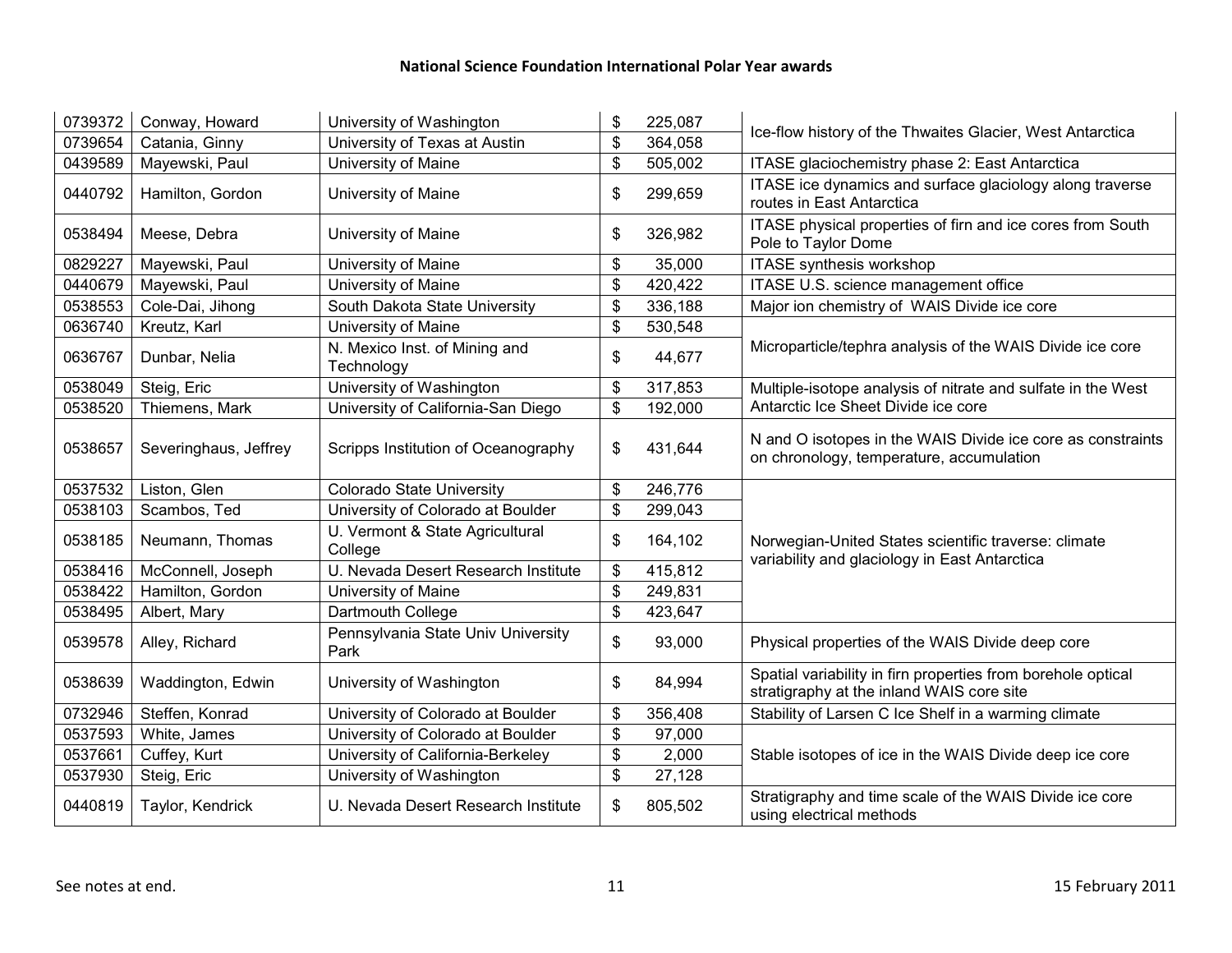## National Science Foundation International Polar Year awards

| | | | | |
|---|---|---|---|---|
| 0739372 | Conway, Howard | University of Washington | $ 225,087 | Ice-flow history of the Thwaites Glacier, West Antarctica |
| 0739654 | Catania, Ginny | University of Texas at Austin | $ 364,058 | |
| 0439589 | Mayewski, Paul | University of Maine | $ 505,002 | ITASE glaciochemistry phase 2: East Antarctica |
| 0440792 | Hamilton, Gordon | University of Maine | $ 299,659 | ITASE ice dynamics and surface glaciology along traverse routes in East Antarctica |
| 0538494 | Meese, Debra | University of Maine | $ 326,982 | ITASE physical properties of firn and ice cores from South Pole to Taylor Dome |
| 0829227 | Mayewski, Paul | University of Maine | $ 35,000 | ITASE synthesis workshop |
| 0440679 | Mayewski, Paul | University of Maine | $ 420,422 | ITASE U.S. science management office |
| 0538553 | Cole-Dai, Jihong | South Dakota State University | $ 336,188 | Major ion chemistry of WAIS Divide ice core |
| 0636740 | Kreutz, Karl | University of Maine | $ 530,548 | Microparticle/tephra analysis of the WAIS Divide ice core |
| 0636767 | Dunbar, Nelia | N. Mexico Inst. of Mining and Technology | $ 44,677 | |
| 0538049 | Steig, Eric | University of Washington | $ 317,853 | Multiple-isotope analysis of nitrate and sulfate in the West Antarctic Ice Sheet Divide ice core |
| 0538520 | Thiemens, Mark | University of California-San Diego | $ 192,000 | |
| 0538657 | Severinghaus, Jeffrey | Scripps Institution of Oceanography | $ 431,644 | N and O isotopes in the WAIS Divide ice core as constraints on chronology, temperature, accumulation |
| 0537532 | Liston, Glen | Colorado State University | $ 246,776 | Norwegian-United States scientific traverse: climate variability and glaciology in East Antarctica |
| 0538103 | Scambos, Ted | University of Colorado at Boulder | $ 299,043 | |
| 0538185 | Neumann, Thomas | U. Vermont & State Agricultural College | $ 164,102 | |
| 0538416 | McConnell, Joseph | U. Nevada Desert Research Institute | $ 415,812 | |
| 0538422 | Hamilton, Gordon | University of Maine | $ 249,831 | |
| 0538495 | Albert, Mary | Dartmouth College | $ 423,647 | |
| 0539578 | Alley, Richard | Pennsylvania State Univ University Park | $ 93,000 | Physical properties of the WAIS Divide deep core |
| 0538639 | Waddington, Edwin | University of Washington | $ 84,994 | Spatial variability in firn properties from borehole optical stratigraphy at the inland WAIS core site |
| 0732946 | Steffen, Konrad | University of Colorado at Boulder | $ 356,408 | Stability of Larsen C Ice Shelf in a warming climate |
| 0537593 | White, James | University of Colorado at Boulder | $ 97,000 | Stable isotopes of ice in the WAIS Divide deep ice core |
| 0537661 | Cuffey, Kurt | University of California-Berkeley | $ 2,000 | |
| 0537930 | Steig, Eric | University of Washington | $ 27,128 | |
| 0440819 | Taylor, Kendrick | U. Nevada Desert Research Institute | $ 805,502 | Stratigraphy and time scale of the WAIS Divide ice core using electrical methods |

See notes at end.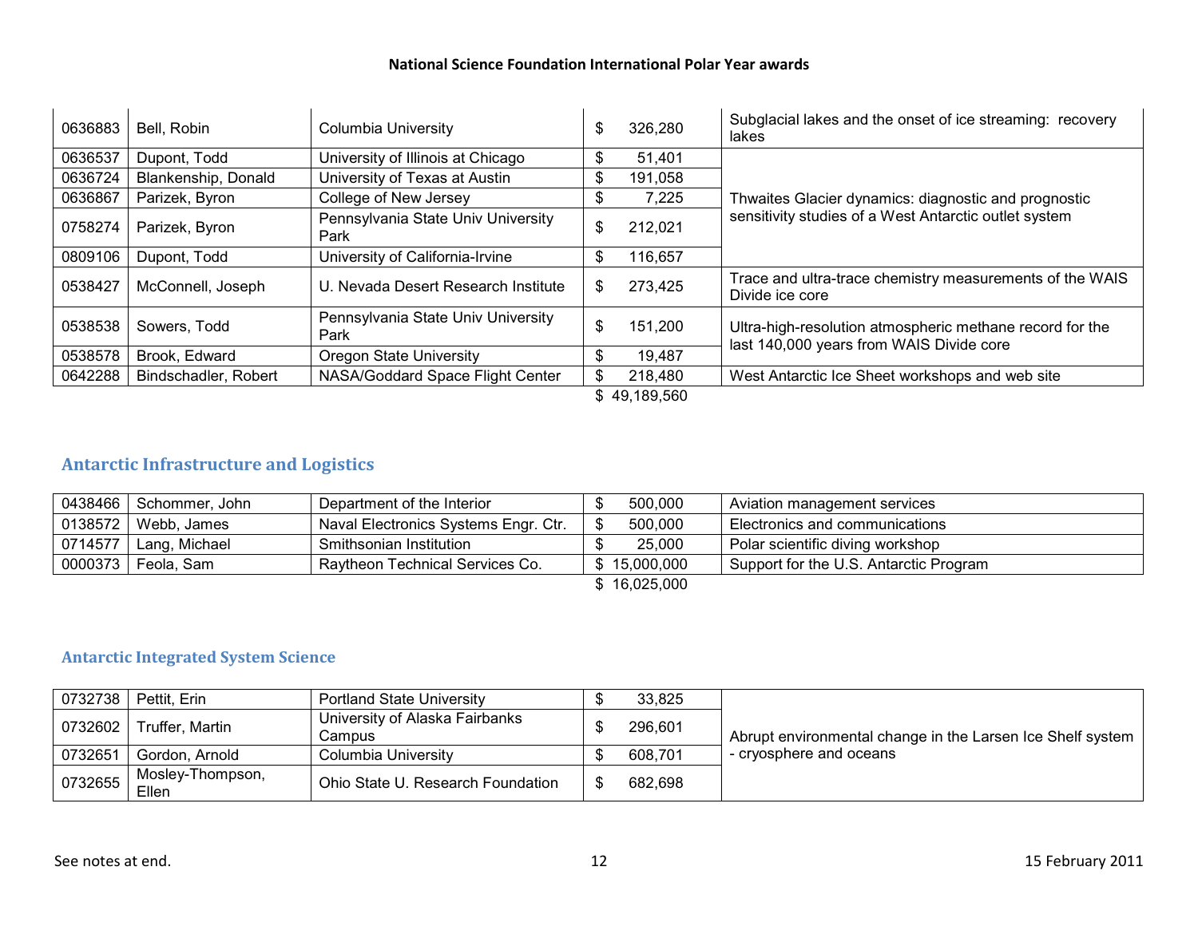**National Science Foundation International Polar Year awards**

| | | | | |
|---|---|---|---|---|
| 0636883 | Bell, Robin | Columbia University | $ 326,280 | Subglacial lakes and the onset of ice streaming: recovery lakes |
| 0636537 | Dupont, Todd | University of Illinois at Chicago | $ 51,401 | Thwaites Glacier dynamics: diagnostic and prognostic sensitivity studies of a West Antarctic outlet system |
| 0636724 | Blankenship, Donald | University of Texas at Austin | $ 191,058 | |
| 0636867 | Parizek, Byron | College of New Jersey | $ 7,225 | |
| 0758274 | Parizek, Byron | Pennsylvania State Univ University Park | $ 212,021 | |
| 0809106 | Dupont, Todd | University of California-Irvine | $ 116,657 | |
| 0538427 | McConnell, Joseph | U. Nevada Desert Research Institute | $ 273,425 | Trace and ultra-trace chemistry measurements of the WAIS Divide ice core |
| 0538538 | Sowers, Todd | Pennsylvania State Univ University Park | $ 151,200 | Ultra-high-resolution atmospheric methane record for the last 140,000 years from WAIS Divide core |
| 0538578 | Brook, Edward | Oregon State University | $ 19,487 | |
| 0642288 | Bindschadler, Robert | NASA/Goddard Space Flight Center | $ 218,480 | West Antarctic Ice Sheet workshops and web site |
| | | | $ 49,189,560 | |

## Antarctic Infrastructure and Logistics

| | | | | |
|---|---|---|---|---|
| 0438466 | Schommer, John | Department of the Interior | $ 500,000 | Aviation management services |
| 0138572 | Webb, James | Naval Electronics Systems Engr. Ctr. | $ 500,000 | Electronics and communications |
| 0714577 | Lang, Michael | Smithsonian Institution | $ 25,000 | Polar scientific diving workshop |
| 0000373 | Feola, Sam | Raytheon Technical Services Co. | $ 15,000,000 | Support for the U.S. Antarctic Program |
| | | | $ 16,025,000 | |

## Antarctic Integrated System Science

| | | | | |
|---|---|---|---|---|
| 0732738 | Pettit, Erin | Portland State University | $ 33,825 | Abrupt environmental change in the Larsen Ice Shelf system - cryosphere and oceans |
| 0732602 | Truffer, Martin | University of Alaska Fairbanks Campus | $ 296,601 | |
| 0732651 | Gordon, Arnold | Columbia University | $ 608,701 | |
| 0732655 | Mosley-Thompson, Ellen | Ohio State U. Research Foundation | $ 682,698 | |

See notes at end.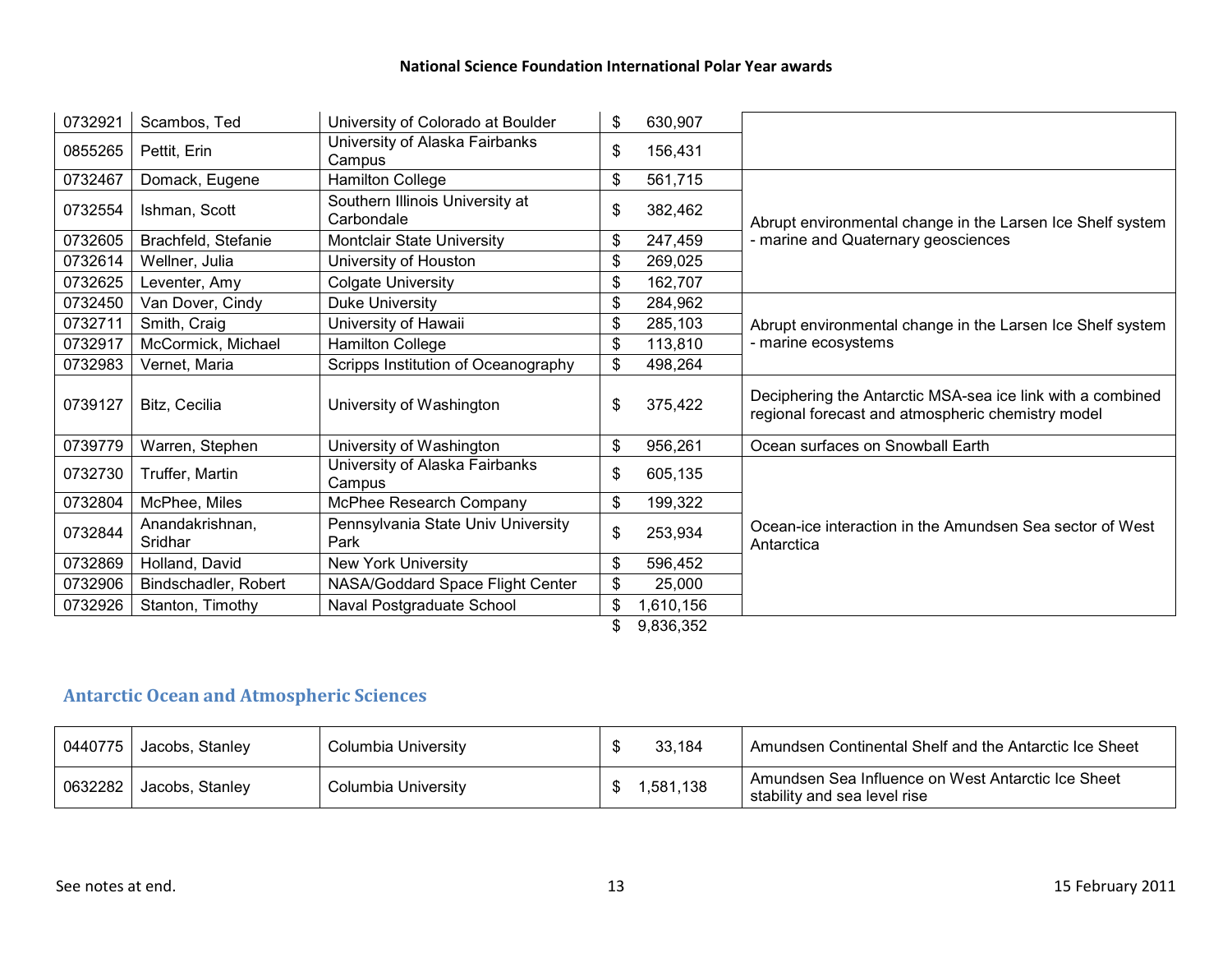| | | | | |
|---|---|---|---|---|
| 0732921 | Scambos, Ted | University of Colorado at Boulder | $ 630,907 | |
| 0855265 | Pettit, Erin | University of Alaska Fairbanks Campus | $ 156,431 | |
| 0732467 | Domack, Eugene | Hamilton College | $ 561,715 | Abrupt environmental change in the Larsen Ice Shelf system - marine and Quaternary geosciences |
| 0732554 | Ishman, Scott | Southern Illinois University at Carbondale | $ 382,462 | |
| 0732605 | Brachfeld, Stefanie | Montclair State University | $ 247,459 | |
| 0732614 | Wellner, Julia | University of Houston | $ 269,025 | |
| 0732625 | Leventer, Amy | Colgate University | $ 162,707 | |
| 0732450 | Van Dover, Cindy | Duke University | $ 284,962 | Abrupt environmental change in the Larsen Ice Shelf system - marine ecosystems |
| 0732711 | Smith, Craig | University of Hawaii | $ 285,103 | |
| 0732917 | McCormick, Michael | Hamilton College | $ 113,810 | |
| 0732983 | Vernet, Maria | Scripps Institution of Oceanography | $ 498,264 | |
| 0739127 | Bitz, Cecilia | University of Washington | $ 375,422 | Deciphering the Antarctic MSA-sea ice link with a combined regional forecast and atmospheric chemistry model |
| 0739779 | Warren, Stephen | University of Washington | $ 956,261 | Ocean surfaces on Snowball Earth |
| 0732730 | Truffer, Martin | University of Alaska Fairbanks Campus | $ 605,135 | Ocean-ice interaction in the Amundsen Sea sector of West Antarctica |
| 0732804 | McPhee, Miles | McPhee Research Company | $ 199,322 | |
| 0732844 | Anandakrishnan, Sridhar | Pennsylvania State Univ University Park | $ 253,934 | |
| 0732869 | Holland, David | New York University | $ 596,452 | |
| 0732906 | Bindschadler, Robert | NASA/Goddard Space Flight Center | $ 25,000 | |
| 0732926 | Stanton, Timothy | Naval Postgraduate School | $ 1,610,156 | |
| | | | $ 9,836,352 | |

## Antarctic Ocean and Atmospheric Sciences

| | | | | |
|---|---|---|---|---|
| 0440775 | Jacobs, Stanley | Columbia University | $ 33,184 | Amundsen Continental Shelf and the Antarctic Ice Sheet |
| 0632282 | Jacobs, Stanley | Columbia University | $ 1,581,138 | Amundsen Sea Influence on West Antarctic Ice Sheet stability and sea level rise |

See notes at end.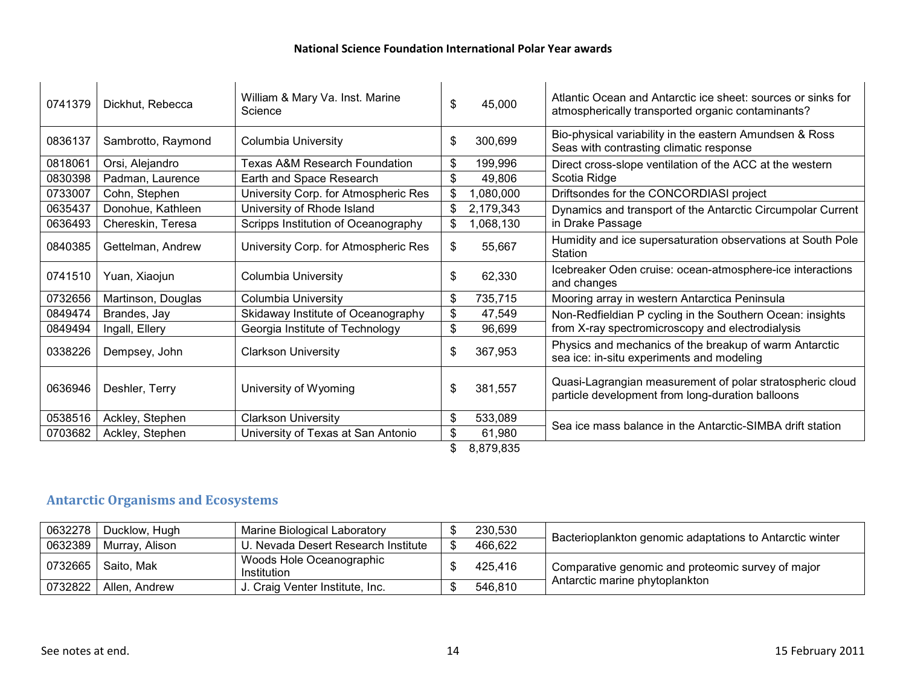| | | | | |
|---|---|---|---|---|
| 0741379 | Dickhut, Rebecca | William & Mary Va. Inst. Marine Science | $ 45,000 | Atlantic Ocean and Antarctic ice sheet: sources or sinks for atmospherically transported organic contaminants? |
| 0836137 | Sambrotto, Raymond | Columbia University | $ 300,699 | Bio-physical variability in the eastern Amundsen & Ross Seas with contrasting climatic response |
| 0818061 | Orsi, Alejandro | Texas A&M Research Foundation | $ 199,996 | Direct cross-slope ventilation of the ACC at the western Scotia Ridge |
| 0830398 | Padman, Laurence | Earth and Space Research | $ 49,806 | |
| 0733007 | Cohn, Stephen | University Corp. for Atmospheric Res | $ 1,080,000 | Driftsondes for the CONCORDIASI project |
| 0635437 | Donohue, Kathleen | University of Rhode Island | $ 2,179,343 | Dynamics and transport of the Antarctic Circumpolar Current in Drake Passage |
| 0636493 | Chereskin, Teresa | Scripps Institution of Oceanography | $ 1,068,130 | |
| 0840385 | Gettelman, Andrew | University Corp. for Atmospheric Res | $ 55,667 | Humidity and ice supersaturation observations at South Pole Station |
| 0741510 | Yuan, Xiaojun | Columbia University | $ 62,330 | Icebreaker Oden cruise: ocean-atmosphere-ice interactions and changes |
| 0732656 | Martinson, Douglas | Columbia University | $ 735,715 | Mooring array in western Antarctica Peninsula |
| 0849474 | Brandes, Jay | Skidaway Institute of Oceanography | $ 47,549 | Non-Redfieldian P cycling in the Southern Ocean: insights from X-ray spectromicroscopy and electrodialysis |
| 0849494 | Ingall, Ellery | Georgia Institute of Technology | $ 96,699 | |
| 0338226 | Dempsey, John | Clarkson University | $ 367,953 | Physics and mechanics of the breakup of warm Antarctic sea ice: in-situ experiments and modeling |
| 0636946 | Deshler, Terry | University of Wyoming | $ 381,557 | Quasi-Lagrangian measurement of polar stratospheric cloud particle development from long-duration balloons |
| 0538516 | Ackley, Stephen | Clarkson University | $ 533,089 | Sea ice mass balance in the Antarctic-SIMBA drift station |
| 0703682 | Ackley, Stephen | University of Texas at San Antonio | $ 61,980 | |
| | | | $ 8,879,835 | |

## Antarctic Organisms and Ecosystems

| | | | | |
|---|---|---|---|---|
| 0632278 | Ducklow, Hugh | Marine Biological Laboratory | $ 230,530 | Bacterioplankton genomic adaptations to Antarctic winter |
| 0632389 | Murray, Alison | U. Nevada Desert Research Institute | $ 466,622 | |
| 0732665 | Saito, Mak | Woods Hole Oceanographic Institution | $ 425,416 | Comparative genomic and proteomic survey of major Antarctic marine phytoplankton |
| 0732822 | Allen, Andrew | J. Craig Venter Institute, Inc. | $ 546,810 | |

See notes at end.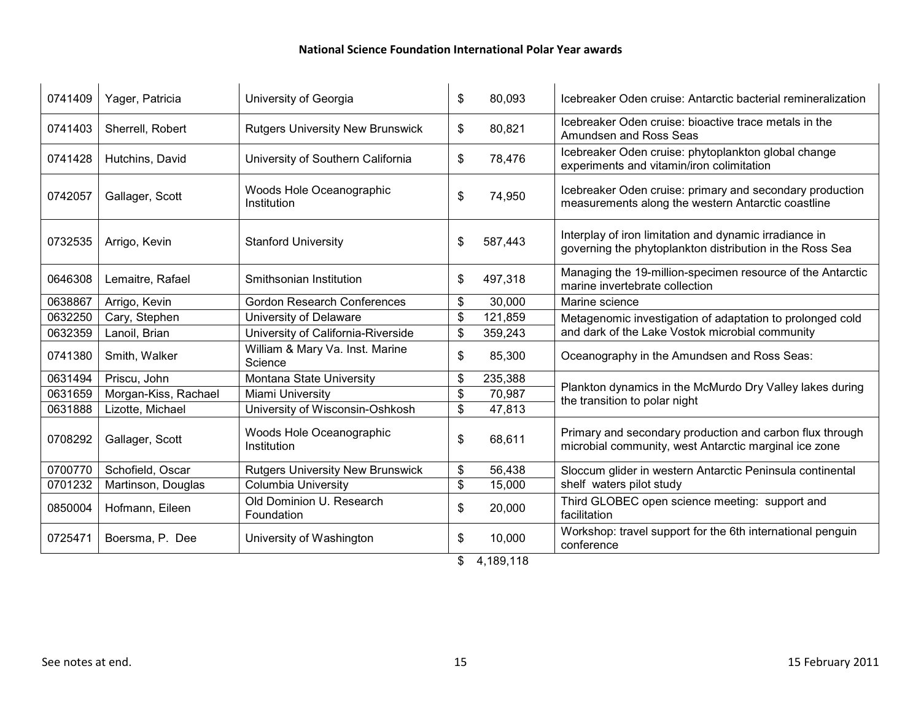**National Science Foundation International Polar Year awards**

| | | | | |
|---|---|---|---|---|
| 0741409 | Yager, Patricia | University of Georgia | $ 80,093 | Icebreaker Oden cruise: Antarctic bacterial remineralization |
| 0741403 | Sherrell, Robert | Rutgers University New Brunswick | $ 80,821 | Icebreaker Oden cruise: bioactive trace metals in the Amundsen and Ross Seas |
| 0741428 | Hutchins, David | University of Southern California | $ 78,476 | Icebreaker Oden cruise: phytoplankton global change experiments and vitamin/iron colimitation |
| 0742057 | Gallager, Scott | Woods Hole Oceanographic Institution | $ 74,950 | Icebreaker Oden cruise: primary and secondary production measurements along the western Antarctic coastline |
| 0732535 | Arrigo, Kevin | Stanford University | $ 587,443 | Interplay of iron limitation and dynamic irradiance in governing the phytoplankton distribution in the Ross Sea |
| 0646308 | Lemaitre, Rafael | Smithsonian Institution | $ 497,318 | Managing the 19-million-specimen resource of the Antarctic marine invertebrate collection |
| 0638867 | Arrigo, Kevin | Gordon Research Conferences | $ 30,000 | Marine science |
| 0632250 | Cary, Stephen | University of Delaware | $ 121,859 | Metagenomic investigation of adaptation to prolonged cold and dark of the Lake Vostok microbial community |
| 0632359 | Lanoil, Brian | University of California-Riverside | $ 359,243 | |
| 0741380 | Smith, Walker | William & Mary Va. Inst. Marine Science | $ 85,300 | Oceanography in the Amundsen and Ross Seas: |
| 0631494 | Priscu, John | Montana State University | $ 235,388 | Plankton dynamics in the McMurdo Dry Valley lakes during the transition to polar night |
| 0631659 | Morgan-Kiss, Rachael | Miami University | $ 70,987 | |
| 0631888 | Lizotte, Michael | University of Wisconsin-Oshkosh | $ 47,813 | |
| 0708292 | Gallager, Scott | Woods Hole Oceanographic Institution | $ 68,611 | Primary and secondary production and carbon flux through microbial community, west Antarctic marginal ice zone |
| 0700770 | Schofield, Oscar | Rutgers University New Brunswick | $ 56,438 | Sloccum glider in western Antarctic Peninsula continental shelf waters pilot study |
| 0701232 | Martinson, Douglas | Columbia University | $ 15,000 | |
| 0850004 | Hofmann, Eileen | Old Dominion U. Research Foundation | $ 20,000 | Third GLOBEC open science meeting: support and facilitation |
| 0725471 | Boersma, P. Dee | University of Washington | $ 10,000 | Workshop: travel support for the 6th international penguin conference |
| | | | $ 4,189,118 | |

See notes at end.

15 February 2011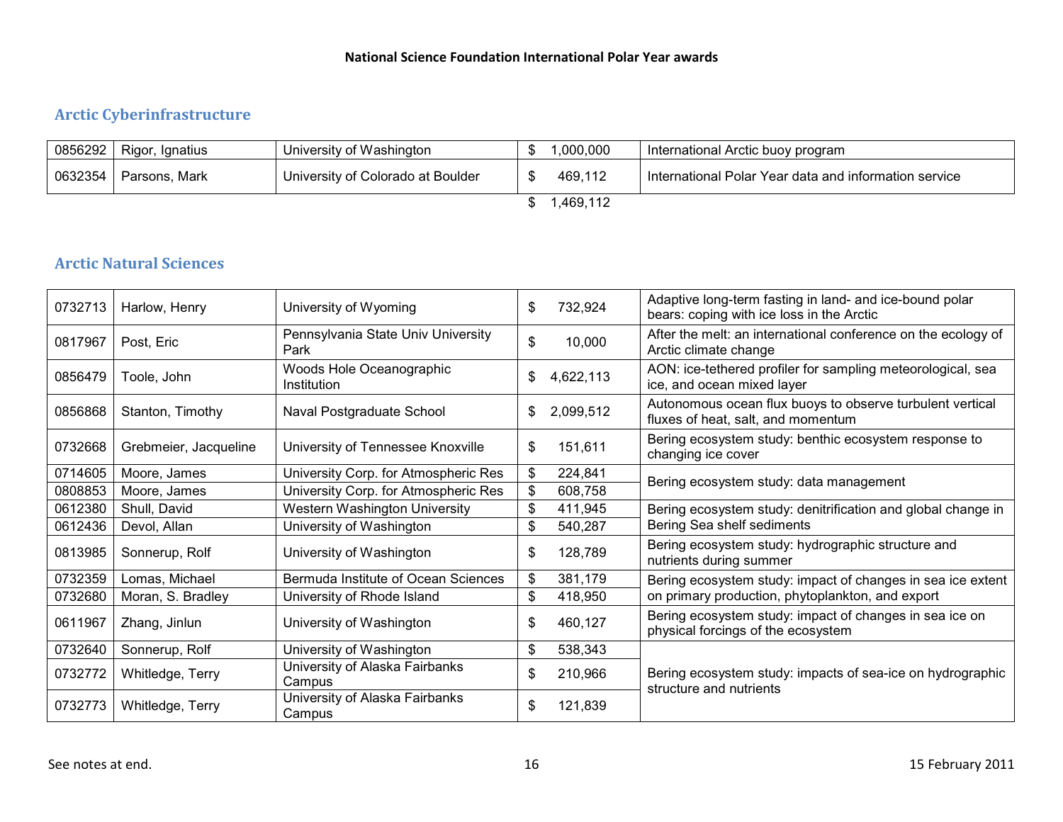**National Science Foundation International Polar Year awards**

## Arctic Cyberinfrastructure

| | | | | |
|---|---|---|---|---|
| 0856292 | Rigor, Ignatius | University of Washington | $ 1,000,000 | International Arctic buoy program |
| 0632354 | Parsons, Mark | University of Colorado at Boulder | $ 469,112 | International Polar Year data and information service |
| | | | $ 1,469,112 | |

## Arctic Natural Sciences

| | | | | |
|---|---|---|---|---|
| 0732713 | Harlow, Henry | University of Wyoming | $ 732,924 | Adaptive long-term fasting in land- and ice-bound polar bears: coping with ice loss in the Arctic |
| 0817967 | Post, Eric | Pennsylvania State Univ University Park | $ 10,000 | After the melt: an international conference on the ecology of Arctic climate change |
| 0856479 | Toole, John | Woods Hole Oceanographic Institution | $ 4,622,113 | AON: ice-tethered profiler for sampling meteorological, sea ice, and ocean mixed layer |
| 0856868 | Stanton, Timothy | Naval Postgraduate School | $ 2,099,512 | Autonomous ocean flux buoys to observe turbulent vertical fluxes of heat, salt, and momentum |
| 0732668 | Grebmeier, Jacqueline | University of Tennessee Knoxville | $ 151,611 | Bering ecosystem study: benthic ecosystem response to changing ice cover |
| 0714605 | Moore, James | University Corp. for Atmospheric Res | $ 224,841 | Bering ecosystem study: data management |
| 0808853 | Moore, James | University Corp. for Atmospheric Res | $ 608,758 | |
| 0612380 | Shull, David | Western Washington University | $ 411,945 | Bering ecosystem study: denitrification and global change in Bering Sea shelf sediments |
| 0612436 | Devol, Allan | University of Washington | $ 540,287 | |
| 0813985 | Sonnerup, Rolf | University of Washington | $ 128,789 | Bering ecosystem study: hydrographic structure and nutrients during summer |
| 0732359 | Lomas, Michael | Bermuda Institute of Ocean Sciences | $ 381,179 | Bering ecosystem study: impact of changes in sea ice extent on primary production, phytoplankton, and export |
| 0732680 | Moran, S. Bradley | University of Rhode Island | $ 418,950 | |
| 0611967 | Zhang, Jinlun | University of Washington | $ 460,127 | Bering ecosystem study: impact of changes in sea ice on physical forcings of the ecosystem |
| 0732640 | Sonnerup, Rolf | University of Washington | $ 538,343 | Bering ecosystem study: impacts of sea-ice on hydrographic structure and nutrients |
| 0732772 | Whitledge, Terry | University of Alaska Fairbanks Campus | $ 210,966 | |
| 0732773 | Whitledge, Terry | University of Alaska Fairbanks Campus | $ 121,839 | |

See notes at end.

15 February 2011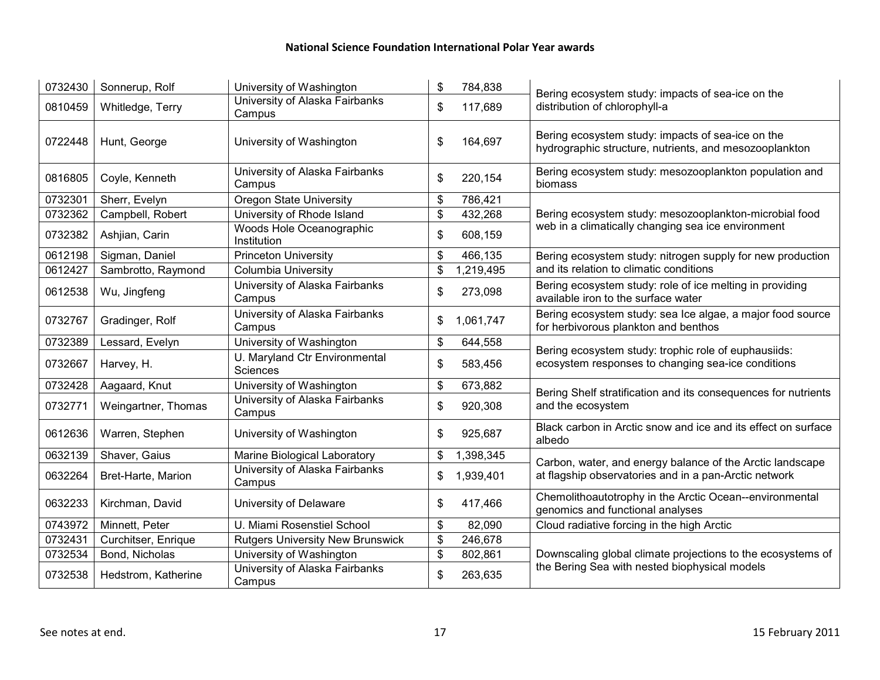| | | | | |
|---|---|---|---|---|
| 0732430 | Sonnerup, Rolf | University of Washington | $ 784,838 | Bering ecosystem study: impacts of sea-ice on the distribution of chlorophyll-a |
| 0810459 | Whitledge, Terry | University of Alaska Fairbanks Campus | $ 117,689 | |
| 0722448 | Hunt, George | University of Washington | $ 164,697 | Bering ecosystem study: impacts of sea-ice on the hydrographic structure, nutrients, and mesozooplankton |
| 0816805 | Coyle, Kenneth | University of Alaska Fairbanks Campus | $ 220,154 | Bering ecosystem study: mesozooplankton population and biomass |
| 0732301 | Sherr, Evelyn | Oregon State University | $ 786,421 | Bering ecosystem study: mesozooplankton-microbial food web in a climatically changing sea ice environment |
| 0732362 | Campbell, Robert | University of Rhode Island | $ 432,268 | |
| 0732382 | Ashjian, Carin | Woods Hole Oceanographic Institution | $ 608,159 | |
| 0612198 | Sigman, Daniel | Princeton University | $ 466,135 | Bering ecosystem study: nitrogen supply for new production and its relation to climatic conditions |
| 0612427 | Sambrotto, Raymond | Columbia University | $ 1,219,495 | |
| 0612538 | Wu, Jingfeng | University of Alaska Fairbanks Campus | $ 273,098 | Bering ecosystem study: role of ice melting in providing available iron to the surface water |
| 0732767 | Gradinger, Rolf | University of Alaska Fairbanks Campus | $ 1,061,747 | Bering ecosystem study: sea Ice algae, a major food source for herbivorous plankton and benthos |
| 0732389 | Lessard, Evelyn | University of Washington | $ 644,558 | Bering ecosystem study: trophic role of euphausiids: ecosystem responses to changing sea-ice conditions |
| 0732667 | Harvey, H. | U. Maryland Ctr Environmental Sciences | $ 583,456 | |
| 0732428 | Aagaard, Knut | University of Washington | $ 673,882 | Bering Shelf stratification and its consequences for nutrients and the ecosystem |
| 0732771 | Weingartner, Thomas | University of Alaska Fairbanks Campus | $ 920,308 | |
| 0612636 | Warren, Stephen | University of Washington | $ 925,687 | Black carbon in Arctic snow and ice and its effect on surface albedo |
| 0632139 | Shaver, Gaius | Marine Biological Laboratory | $ 1,398,345 | Carbon, water, and energy balance of the Arctic landscape at flagship observatories and in a pan-Arctic network |
| 0632264 | Bret-Harte, Marion | University of Alaska Fairbanks Campus | $ 1,939,401 | |
| 0632233 | Kirchman, David | University of Delaware | $ 417,466 | Chemolithoautotrophy in the Arctic Ocean--environmental genomics and functional analyses |
| 0743972 | Minnett, Peter | U. Miami Rosenstiel School | $ 82,090 | Cloud radiative forcing in the high Arctic |
| 0732431 | Curchitser, Enrique | Rutgers University New Brunswick | $ 246,678 | Downscaling global climate projections to the ecosystems of the Bering Sea with nested biophysical models |
| 0732534 | Bond, Nicholas | University of Washington | $ 802,861 | |
| 0732538 | Hedstrom, Katherine | University of Alaska Fairbanks Campus | $ 263,635 | |

See notes at end.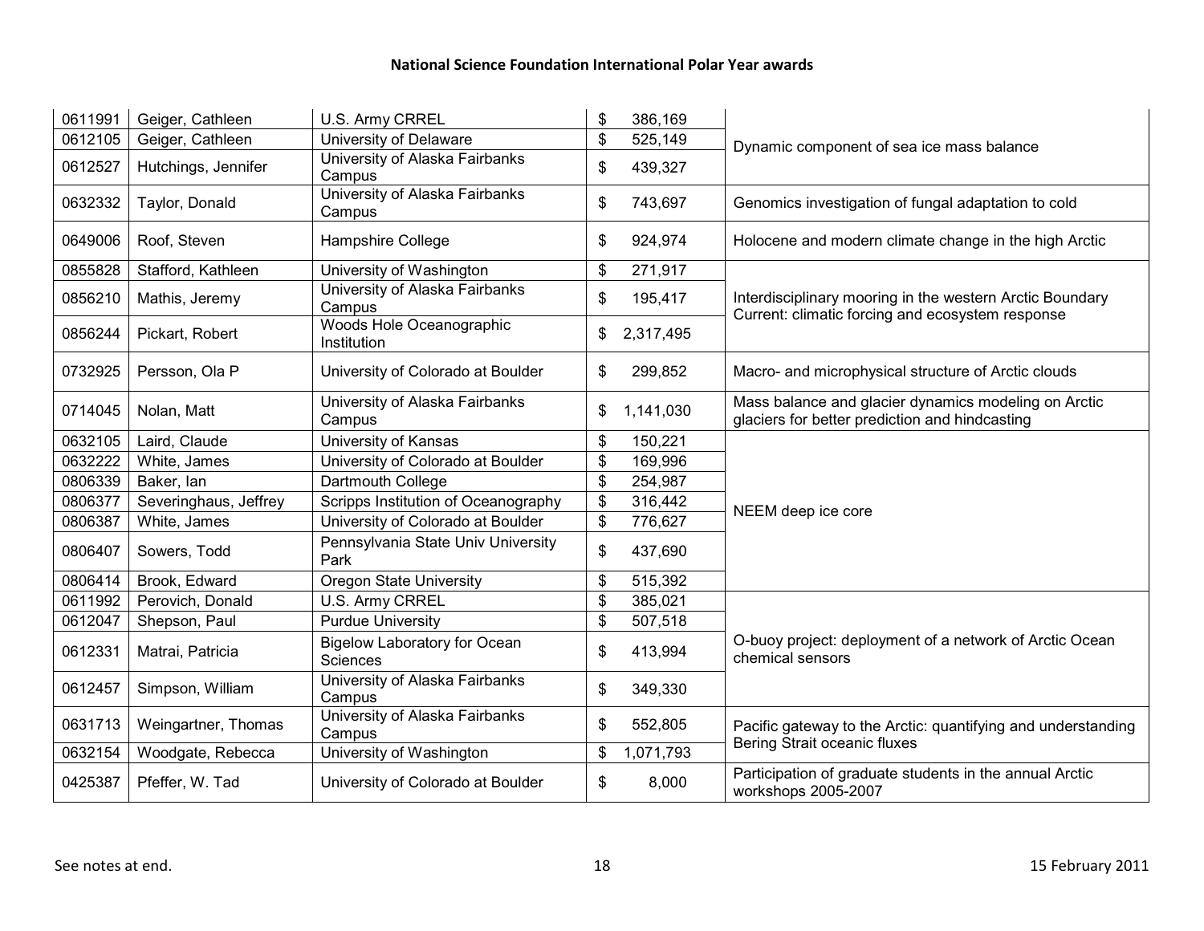**National Science Foundation International Polar Year awards**

| | | | | |
|---|---|---|---|---|
| 0611991 | Geiger, Cathleen | U.S. Army CRREL | $ 386,169 | Dynamic component of sea ice mass balance |
| 0612105 | Geiger, Cathleen | University of Delaware | $ 525,149 | |
| 0612527 | Hutchings, Jennifer | University of Alaska Fairbanks Campus | $ 439,327 | |
| 0632332 | Taylor, Donald | University of Alaska Fairbanks Campus | $ 743,697 | Genomics investigation of fungal adaptation to cold |
| 0649006 | Roof, Steven | Hampshire College | $ 924,974 | Holocene and modern climate change in the high Arctic |
| 0855828 | Stafford, Kathleen | University of Washington | $ 271,917 | Interdisciplinary mooring in the western Arctic Boundary Current: climatic forcing and ecosystem response |
| 0856210 | Mathis, Jeremy | University of Alaska Fairbanks Campus | $ 195,417 | |
| 0856244 | Pickart, Robert | Woods Hole Oceanographic Institution | $ 2,317,495 | |
| 0732925 | Persson, Ola P | University of Colorado at Boulder | $ 299,852 | Macro- and microphysical structure of Arctic clouds |
| 0714045 | Nolan, Matt | University of Alaska Fairbanks Campus | $ 1,141,030 | Mass balance and glacier dynamics modeling on Arctic glaciers for better prediction and hindcasting |
| 0632105 | Laird, Claude | University of Kansas | $ 150,221 | NEEM deep ice core |
| 0632222 | White, James | University of Colorado at Boulder | $ 169,996 | |
| 0806339 | Baker, Ian | Dartmouth College | $ 254,987 | |
| 0806377 | Severinghaus, Jeffrey | Scripps Institution of Oceanography | $ 316,442 | |
| 0806387 | White, James | University of Colorado at Boulder | $ 776,627 | |
| 0806407 | Sowers, Todd | Pennsylvania State Univ University Park | $ 437,690 | |
| 0806414 | Brook, Edward | Oregon State University | $ 515,392 | |
| 0611992 | Perovich, Donald | U.S. Army CRREL | $ 385,021 | O-buoy project: deployment of a network of Arctic Ocean chemical sensors |
| 0612047 | Shepson, Paul | Purdue University | $ 507,518 | |
| 0612331 | Matrai, Patricia | Bigelow Laboratory for Ocean Sciences | $ 413,994 | |
| 0612457 | Simpson, William | University of Alaska Fairbanks Campus | $ 349,330 | |
| 0631713 | Weingartner, Thomas | University of Alaska Fairbanks Campus | $ 552,805 | Pacific gateway to the Arctic: quantifying and understanding Bering Strait oceanic fluxes |
| 0632154 | Woodgate, Rebecca | University of Washington | $ 1,071,793 | |
| 0425387 | Pfeffer, W. Tad | University of Colorado at Boulder | $ 8,000 | Participation of graduate students in the annual Arctic workshops 2005-2007 |

See notes at end.

15 February 2011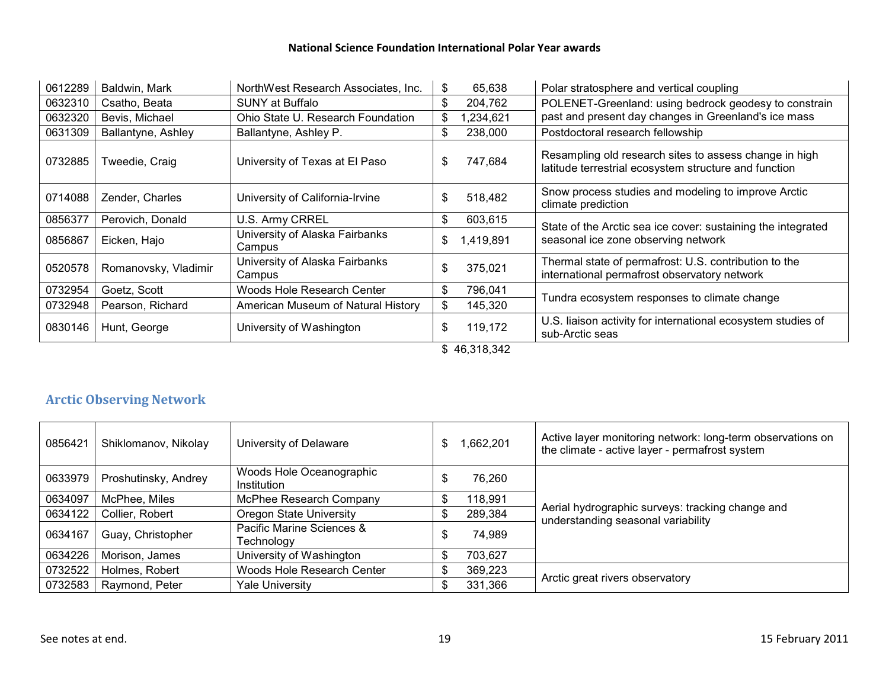| | | | | |
|---|---|---|---|---|
| 0612289 | Baldwin, Mark | NorthWest Research Associates, Inc. | $ 65,638 | Polar stratosphere and vertical coupling |
| 0632310 | Csatho, Beata | SUNY at Buffalo | $ 204,762 | POLENET-Greenland: using bedrock geodesy to constrain past and present day changes in Greenland's ice mass |
| 0632320 | Bevis, Michael | Ohio State U. Research Foundation | $ 1,234,621 | |
| 0631309 | Ballantyne, Ashley | Ballantyne, Ashley P. | $ 238,000 | Postdoctoral research fellowship |
| 0732885 | Tweedie, Craig | University of Texas at El Paso | $ 747,684 | Resampling old research sites to assess change in high latitude terrestrial ecosystem structure and function |
| 0714088 | Zender, Charles | University of California-Irvine | $ 518,482 | Snow process studies and modeling to improve Arctic climate prediction |
| 0856377 | Perovich, Donald | U.S. Army CRREL | $ 603,615 | State of the Arctic sea ice cover: sustaining the integrated seasonal ice zone observing network |
| 0856867 | Eicken, Hajo | University of Alaska Fairbanks Campus | $ 1,419,891 | |
| 0520578 | Romanovsky, Vladimir | University of Alaska Fairbanks Campus | $ 375,021 | Thermal state of permafrost: U.S. contribution to the international permafrost observatory network |
| 0732954 | Goetz, Scott | Woods Hole Research Center | $ 796,041 | Tundra ecosystem responses to climate change |
| 0732948 | Pearson, Richard | American Museum of Natural History | $ 145,320 | |
| 0830146 | Hunt, George | University of Washington | $ 119,172 | U.S. liaison activity for international ecosystem studies of sub-Arctic seas |
| | | | $ 46,318,342 | |

## Arctic Observing Network

| | | | | |
|---|---|---|---|---|
| 0856421 | Shiklomanov, Nikolay | University of Delaware | $ 1,662,201 | Active layer monitoring network: long-term observations on the climate - active layer - permafrost system |
| 0633979 | Proshutinsky, Andrey | Woods Hole Oceanographic Institution | $ 76,260 | Aerial hydrographic surveys: tracking change and understanding seasonal variability |
| 0634097 | McPhee, Miles | McPhee Research Company | $ 118,991 | |
| 0634122 | Collier, Robert | Oregon State University | $ 289,384 | |
| 0634167 | Guay, Christopher | Pacific Marine Sciences & Technology | $ 74,989 | |
| 0634226 | Morison, James | University of Washington | $ 703,627 | |
| 0732522 | Holmes, Robert | Woods Hole Research Center | $ 369,223 | Arctic great rivers observatory |
| 0732583 | Raymond, Peter | Yale University | $ 331,366 | |

See notes at end.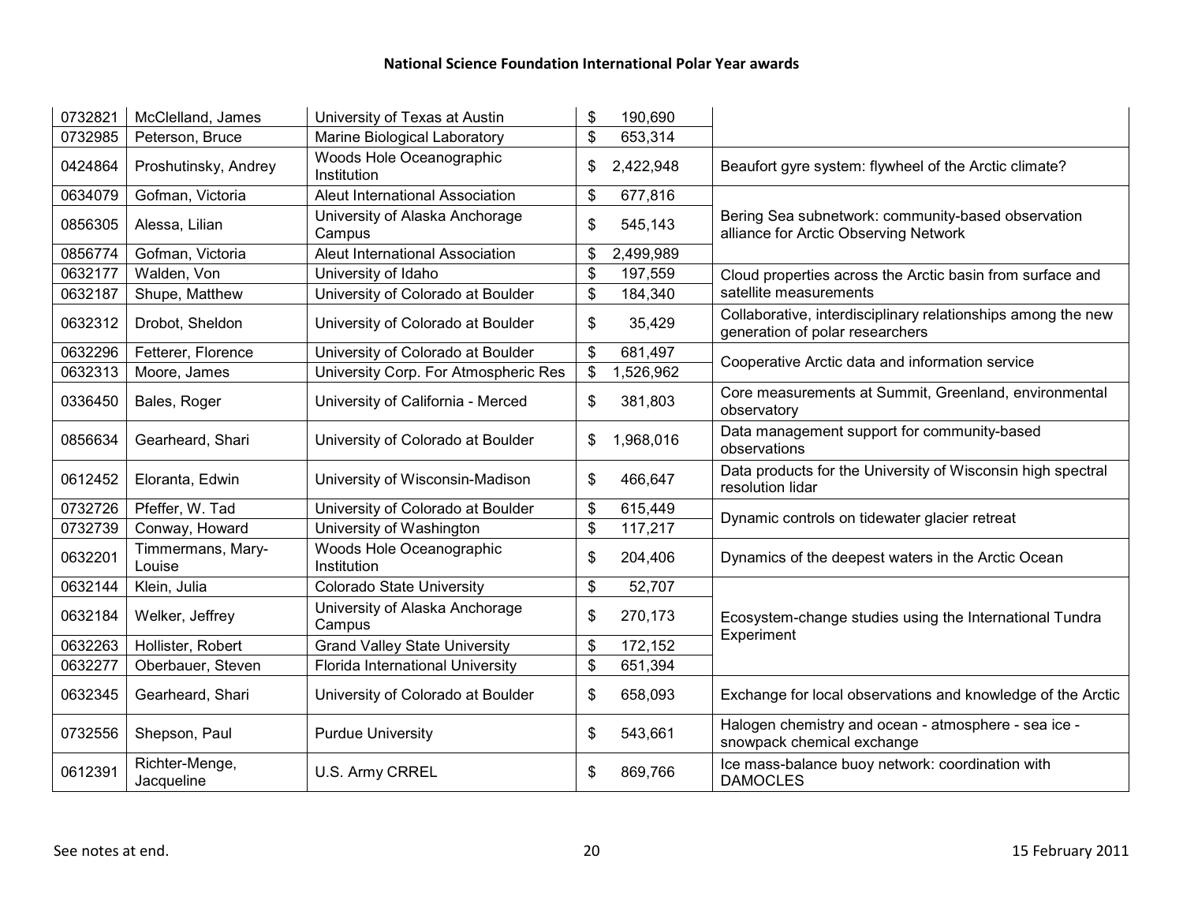# National Science Foundation International Polar Year awards

| | | | | |
|---|---|---|---|---|
| 0732821 | McClelland, James | University of Texas at Austin | $ 190,690 | |
| 0732985 | Peterson, Bruce | Marine Biological Laboratory | $ 653,314 | |
| 0424864 | Proshutinsky, Andrey | Woods Hole Oceanographic Institution | $ 2,422,948 | Beaufort gyre system: flywheel of the Arctic climate? |
| 0634079 | Gofman, Victoria | Aleut International Association | $ 677,816 | Bering Sea subnetwork: community-based observation alliance for Arctic Observing Network |
| 0856305 | Alessa, Lilian | University of Alaska Anchorage Campus | $ 545,143 | |
| 0856774 | Gofman, Victoria | Aleut International Association | $ 2,499,989 | |
| 0632177 | Walden, Von | University of Idaho | $ 197,559 | Cloud properties across the Arctic basin from surface and satellite measurements |
| 0632187 | Shupe, Matthew | University of Colorado at Boulder | $ 184,340 | |
| 0632312 | Drobot, Sheldon | University of Colorado at Boulder | $ 35,429 | Collaborative, interdisciplinary relationships among the new generation of polar researchers |
| 0632296 | Fetterer, Florence | University of Colorado at Boulder | $ 681,497 | Cooperative Arctic data and information service |
| 0632313 | Moore, James | University Corp. For Atmospheric Res | $ 1,526,962 | |
| 0336450 | Bales, Roger | University of California - Merced | $ 381,803 | Core measurements at Summit, Greenland, environmental observatory |
| 0856634 | Gearheard, Shari | University of Colorado at Boulder | $ 1,968,016 | Data management support for community-based observations |
| 0612452 | Eloranta, Edwin | University of Wisconsin-Madison | $ 466,647 | Data products for the University of Wisconsin high spectral resolution lidar |
| 0732726 | Pfeffer, W. Tad | University of Colorado at Boulder | $ 615,449 | Dynamic controls on tidewater glacier retreat |
| 0732739 | Conway, Howard | University of Washington | $ 117,217 | |
| 0632201 | Timmermans, Mary-Louise | Woods Hole Oceanographic Institution | $ 204,406 | Dynamics of the deepest waters in the Arctic Ocean |
| 0632144 | Klein, Julia | Colorado State University | $ 52,707 | Ecosystem-change studies using the International Tundra Experiment |
| 0632184 | Welker, Jeffrey | University of Alaska Anchorage Campus | $ 270,173 | |
| 0632263 | Hollister, Robert | Grand Valley State University | $ 172,152 | |
| 0632277 | Oberbauer, Steven | Florida International University | $ 651,394 | |
| 0632345 | Gearheard, Shari | University of Colorado at Boulder | $ 658,093 | Exchange for local observations and knowledge of the Arctic |
| 0732556 | Shepson, Paul | Purdue University | $ 543,661 | Halogen chemistry and ocean - atmosphere - sea ice - snowpack chemical exchange |
| 0612391 | Richter-Menge, Jacqueline | U.S. Army CRREL | $ 869,766 | Ice mass-balance buoy network: coordination with DAMOCLES |

See notes at end.

15 February 2011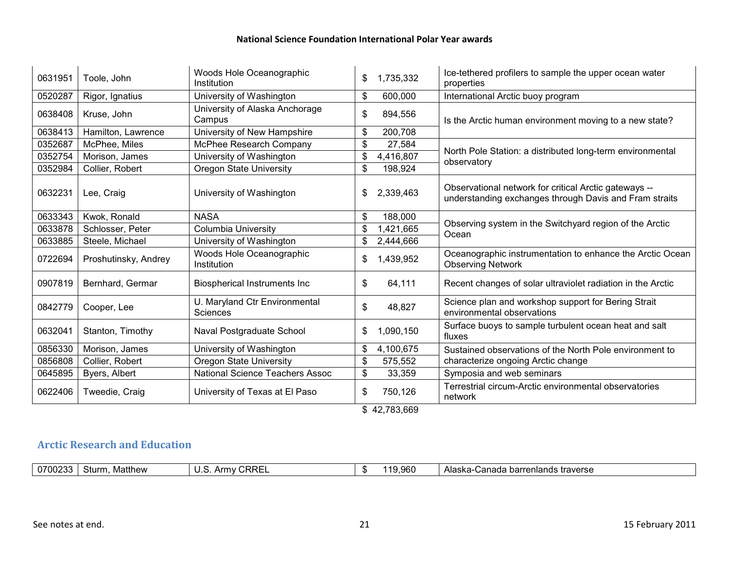**National Science Foundation International Polar Year awards**

| | | | | |
|---|---|---|---|---|
| 0631951 | Toole, John | Woods Hole Oceanographic Institution | $ 1,735,332 | Ice-tethered profilers to sample the upper ocean water properties |
| 0520287 | Rigor, Ignatius | University of Washington | $ 600,000 | International Arctic buoy program |
| 0638408 | Kruse, John | University of Alaska Anchorage Campus | $ 894,556 | Is the Arctic human environment moving to a new state? |
| 0638413 | Hamilton, Lawrence | University of New Hampshire | $ 200,708 | |
| 0352687 | McPhee, Miles | McPhee Research Company | $ 27,584 | North Pole Station: a distributed long-term environmental observatory |
| 0352754 | Morison, James | University of Washington | $ 4,416,807 | |
| 0352984 | Collier, Robert | Oregon State University | $ 198,924 | |
| 0632231 | Lee, Craig | University of Washington | $ 2,339,463 | Observational network for critical Arctic gateways -- understanding exchanges through Davis and Fram straits |
| 0633343 | Kwok, Ronald | NASA | $ 188,000 | Observing system in the Switchyard region of the Arctic Ocean |
| 0633878 | Schlosser, Peter | Columbia University | $ 1,421,665 | |
| 0633885 | Steele, Michael | University of Washington | $ 2,444,666 | |
| 0722694 | Proshutinsky, Andrey | Woods Hole Oceanographic Institution | $ 1,439,952 | Oceanographic instrumentation to enhance the Arctic Ocean Observing Network |
| 0907819 | Bernhard, Germar | Biospherical Instruments Inc | $ 64,111 | Recent changes of solar ultraviolet radiation in the Arctic |
| 0842779 | Cooper, Lee | U. Maryland Ctr Environmental Sciences | $ 48,827 | Science plan and workshop support for Bering Strait environmental observations |
| 0632041 | Stanton, Timothy | Naval Postgraduate School | $ 1,090,150 | Surface buoys to sample turbulent ocean heat and salt fluxes |
| 0856330 | Morison, James | University of Washington | $ 4,100,675 | Sustained observations of the North Pole environment to characterize ongoing Arctic change |
| 0856808 | Collier, Robert | Oregon State University | $ 575,552 | |
| 0645895 | Byers, Albert | National Science Teachers Assoc | $ 33,359 | Symposia and web seminars |
| 0622406 | Tweedie, Craig | University of Texas at El Paso | $ 750,126 | Terrestrial circum-Arctic environmental observatories network |
| | | | $ 42,783,669 | |

## Arctic Research and Education

| | | | | |
|---|---|---|---|---|
| 0700233 | Sturm, Matthew | U.S. Army CRREL | $ 119,960 | Alaska-Canada barrenlands traverse |

See notes at end.

15 February 2011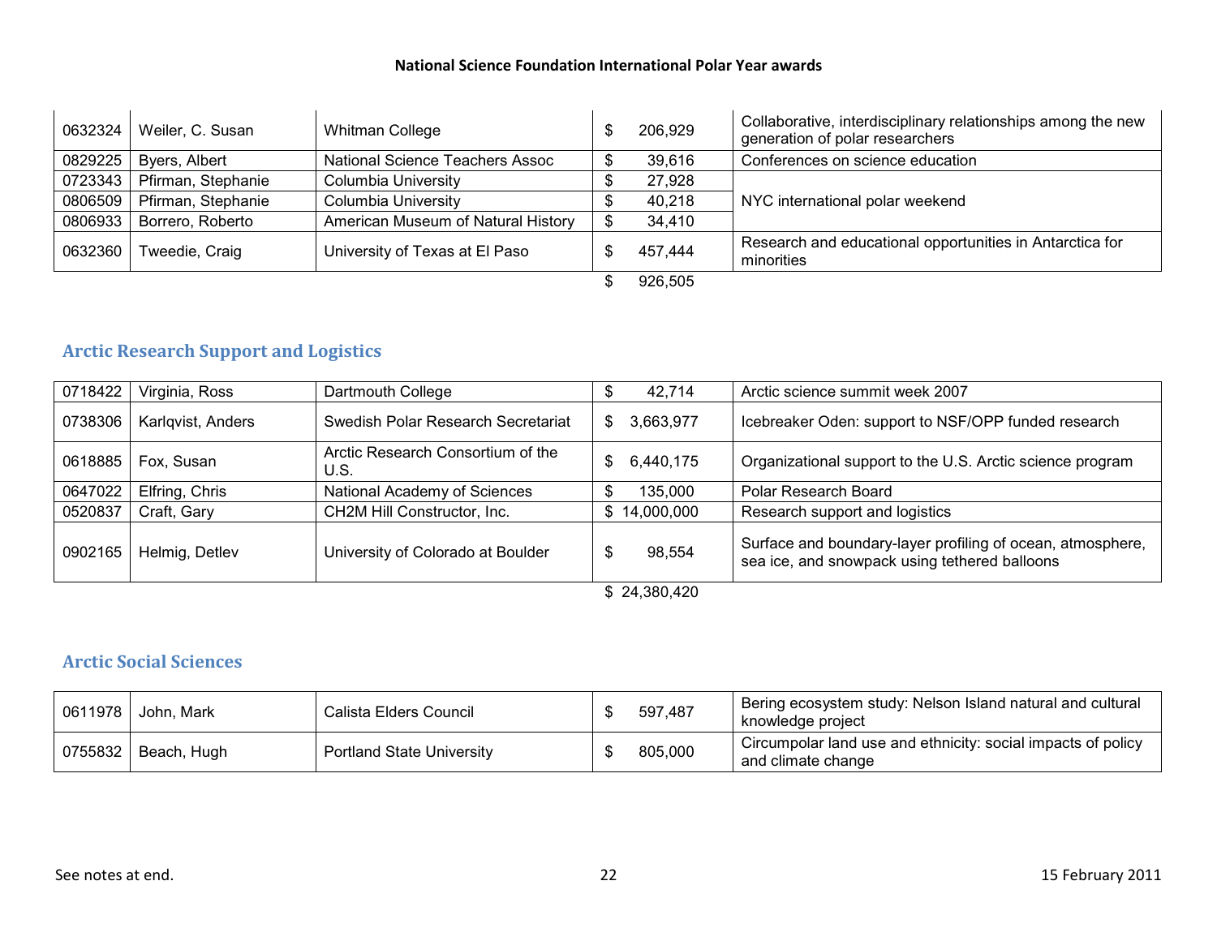| | | | | |
|---|---|---|---|---|
| 0632324 | Weiler, C. Susan | Whitman College | $ 206,929 | Collaborative, interdisciplinary relationships among the new generation of polar researchers |
| 0829225 | Byers, Albert | National Science Teachers Assoc | $ 39,616 | Conferences on science education |
| 0723343 | Pfirman, Stephanie | Columbia University | $ 27,928 | NYC international polar weekend |
| 0806509 | Pfirman, Stephanie | Columbia University | $ 40,218 | |
| 0806933 | Borrero, Roberto | American Museum of Natural History | $ 34,410 | |
| 0632360 | Tweedie, Craig | University of Texas at El Paso | $ 457,444 | Research and educational opportunities in Antarctica for minorities |
| | | | $ 926,505 | |

## Arctic Research Support and Logistics

| | | | | |
|---|---|---|---|---|
| 0718422 | Virginia, Ross | Dartmouth College | $ 42,714 | Arctic science summit week 2007 |
| 0738306 | Karlqvist, Anders | Swedish Polar Research Secretariat | $ 3,663,977 | Icebreaker Oden: support to NSF/OPP funded research |
| 0618885 | Fox, Susan | Arctic Research Consortium of the U.S. | $ 6,440,175 | Organizational support to the U.S. Arctic science program |
| 0647022 | Elfring, Chris | National Academy of Sciences | $ 135,000 | Polar Research Board |
| 0520837 | Craft, Gary | CH2M Hill Constructor, Inc. | $ 14,000,000 | Research support and logistics |
| 0902165 | Helmig, Detlev | University of Colorado at Boulder | $ 98,554 | Surface and boundary-layer profiling of ocean, atmosphere, sea ice, and snowpack using tethered balloons |
| | | | $ 24,380,420 | |

## Arctic Social Sciences

| | | | | |
|---|---|---|---|---|
| 0611978 | John, Mark | Calista Elders Council | $ 597,487 | Bering ecosystem study: Nelson Island natural and cultural knowledge project |
| 0755832 | Beach, Hugh | Portland State University | $ 805,000 | Circumpolar land use and ethnicity: social impacts of policy and climate change |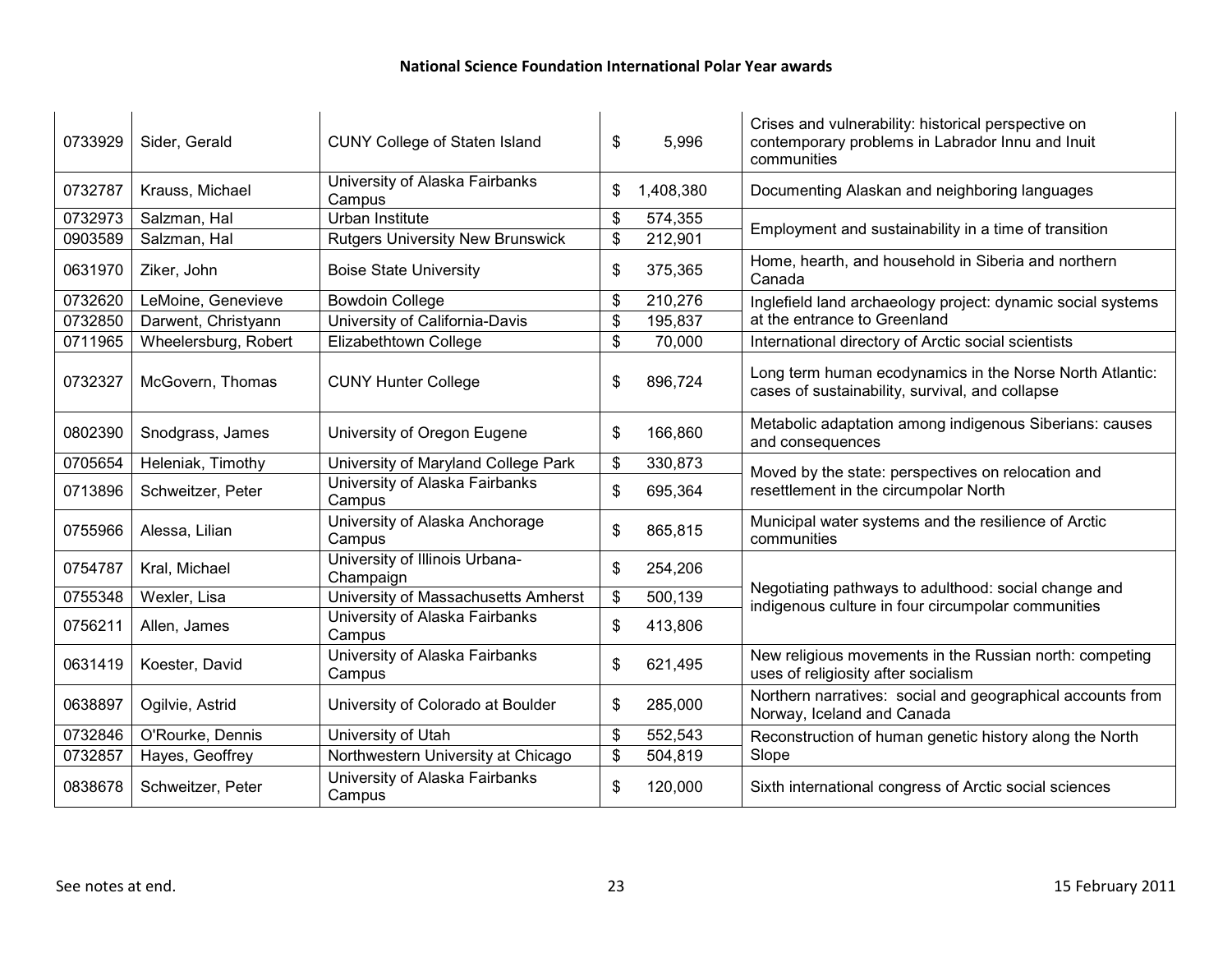**National Science Foundation International Polar Year awards**

| | | | | |
|---|---|---|---|---|
| 0733929 | Sider, Gerald | CUNY College of Staten Island | $ 5,996 | Crises and vulnerability: historical perspective on contemporary problems in Labrador Innu and Inuit communities |
| 0732787 | Krauss, Michael | University of Alaska Fairbanks Campus | $ 1,408,380 | Documenting Alaskan and neighboring languages |
| 0732973 | Salzman, Hal | Urban Institute | $ 574,355 | Employment and sustainability in a time of transition |
| 0903589 | Salzman, Hal | Rutgers University New Brunswick | $ 212,901 | |
| 0631970 | Ziker, John | Boise State University | $ 375,365 | Home, hearth, and household in Siberia and northern Canada |
| 0732620 | LeMoine, Genevieve | Bowdoin College | $ 210,276 | Inglefield land archaeology project: dynamic social systems at the entrance to Greenland |
| 0732850 | Darwent, Christyann | University of California-Davis | $ 195,837 | |
| 0711965 | Wheelersburg, Robert | Elizabethtown College | $ 70,000 | International directory of Arctic social scientists |
| 0732327 | McGovern, Thomas | CUNY Hunter College | $ 896,724 | Long term human ecodynamics in the Norse North Atlantic: cases of sustainability, survival, and collapse |
| 0802390 | Snodgrass, James | University of Oregon Eugene | $ 166,860 | Metabolic adaptation among indigenous Siberians: causes and consequences |
| 0705654 | Heleniak, Timothy | University of Maryland College Park | $ 330,873 | Moved by the state: perspectives on relocation and resettlement in the circumpolar North |
| 0713896 | Schweitzer, Peter | University of Alaska Fairbanks Campus | $ 695,364 | |
| 0755966 | Alessa, Lilian | University of Alaska Anchorage Campus | $ 865,815 | Municipal water systems and the resilience of Arctic communities |
| 0754787 | Kral, Michael | University of Illinois Urbana-Champaign | $ 254,206 | Negotiating pathways to adulthood: social change and indigenous culture in four circumpolar communities |
| 0755348 | Wexler, Lisa | University of Massachusetts Amherst | $ 500,139 | |
| 0756211 | Allen, James | University of Alaska Fairbanks Campus | $ 413,806 | |
| 0631419 | Koester, David | University of Alaska Fairbanks Campus | $ 621,495 | New religious movements in the Russian north: competing uses of religiosity after socialism |
| 0638897 | Ogilvie, Astrid | University of Colorado at Boulder | $ 285,000 | Northern narratives: social and geographical accounts from Norway, Iceland and Canada |
| 0732846 | O'Rourke, Dennis | University of Utah | $ 552,543 | Reconstruction of human genetic history along the North Slope |
| 0732857 | Hayes, Geoffrey | Northwestern University at Chicago | $ 504,819 | |
| 0838678 | Schweitzer, Peter | University of Alaska Fairbanks Campus | $ 120,000 | Sixth international congress of Arctic social sciences |

See notes at end.

15 February 2011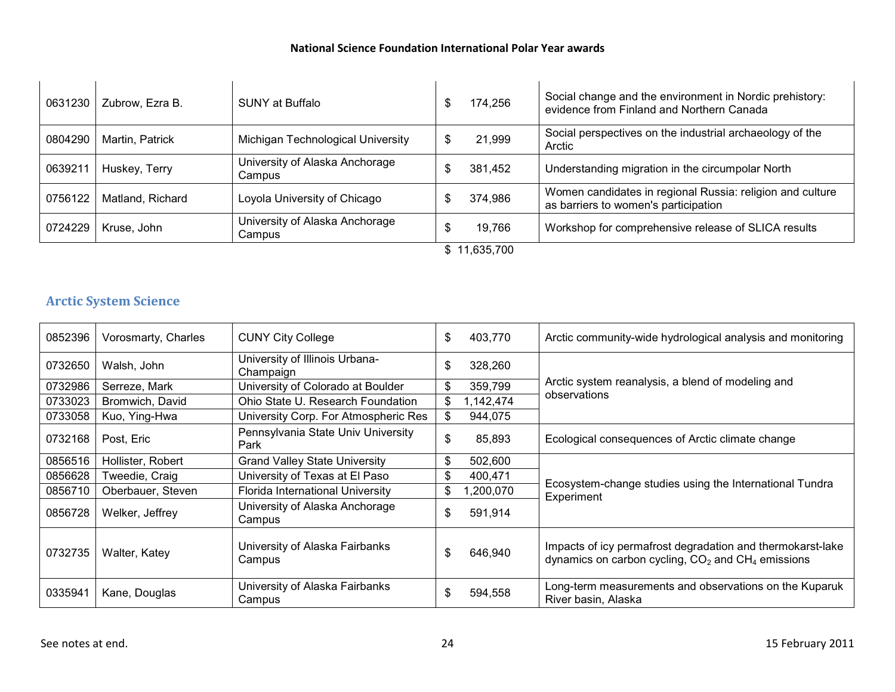| | | | | |
|---|---|---|---|---|
| 0631230 | Zubrow, Ezra B. | SUNY at Buffalo | $ 174,256 | Social change and the environment in Nordic prehistory: evidence from Finland and Northern Canada |
| 0804290 | Martin, Patrick | Michigan Technological University | $ 21,999 | Social perspectives on the industrial archaeology of the Arctic |
| 0639211 | Huskey, Terry | University of Alaska Anchorage Campus | $ 381,452 | Understanding migration in the circumpolar North |
| 0756122 | Matland, Richard | Loyola University of Chicago | $ 374,986 | Women candidates in regional Russia: religion and culture as barriers to women's participation |
| 0724229 | Kruse, John | University of Alaska Anchorage Campus | $ 19,766 | Workshop for comprehensive release of SLICA results |
| | | | $ 11,635,700 | |

## Arctic System Science

| | | | | |
|---|---|---|---|---|
| 0852396 | Vorosmarty, Charles | CUNY City College | $ 403,770 | Arctic community-wide hydrological analysis and monitoring |
| 0732650 | Walsh, John | University of Illinois Urbana-Champaign | $ 328,260 | Arctic system reanalysis, a blend of modeling and observations |
| 0732986 | Serreze, Mark | University of Colorado at Boulder | $ 359,799 | |
| 0733023 | Bromwich, David | Ohio State U. Research Foundation | $ 1,142,474 | |
| 0733058 | Kuo, Ying-Hwa | University Corp. For Atmospheric Res | $ 944,075 | |
| 0732168 | Post, Eric | Pennsylvania State Univ University Park | $ 85,893 | Ecological consequences of Arctic climate change |
| 0856516 | Hollister, Robert | Grand Valley State University | $ 502,600 | Ecosystem-change studies using the International Tundra Experiment |
| 0856628 | Tweedie, Craig | University of Texas at El Paso | $ 400,471 | |
| 0856710 | Oberbauer, Steven | Florida International University | $ 1,200,070 | |
| 0856728 | Welker, Jeffrey | University of Alaska Anchorage Campus | $ 591,914 | |
| 0732735 | Walter, Katey | University of Alaska Fairbanks Campus | $ 646,940 | Impacts of icy permafrost degradation and thermokarst-lake dynamics on carbon cycling, $CO_2$ and $CH_4$ emissions |
| 0335941 | Kane, Douglas | University of Alaska Fairbanks Campus | $ 594,558 | Long-term measurements and observations on the Kuparuk River basin, Alaska |

See notes at end.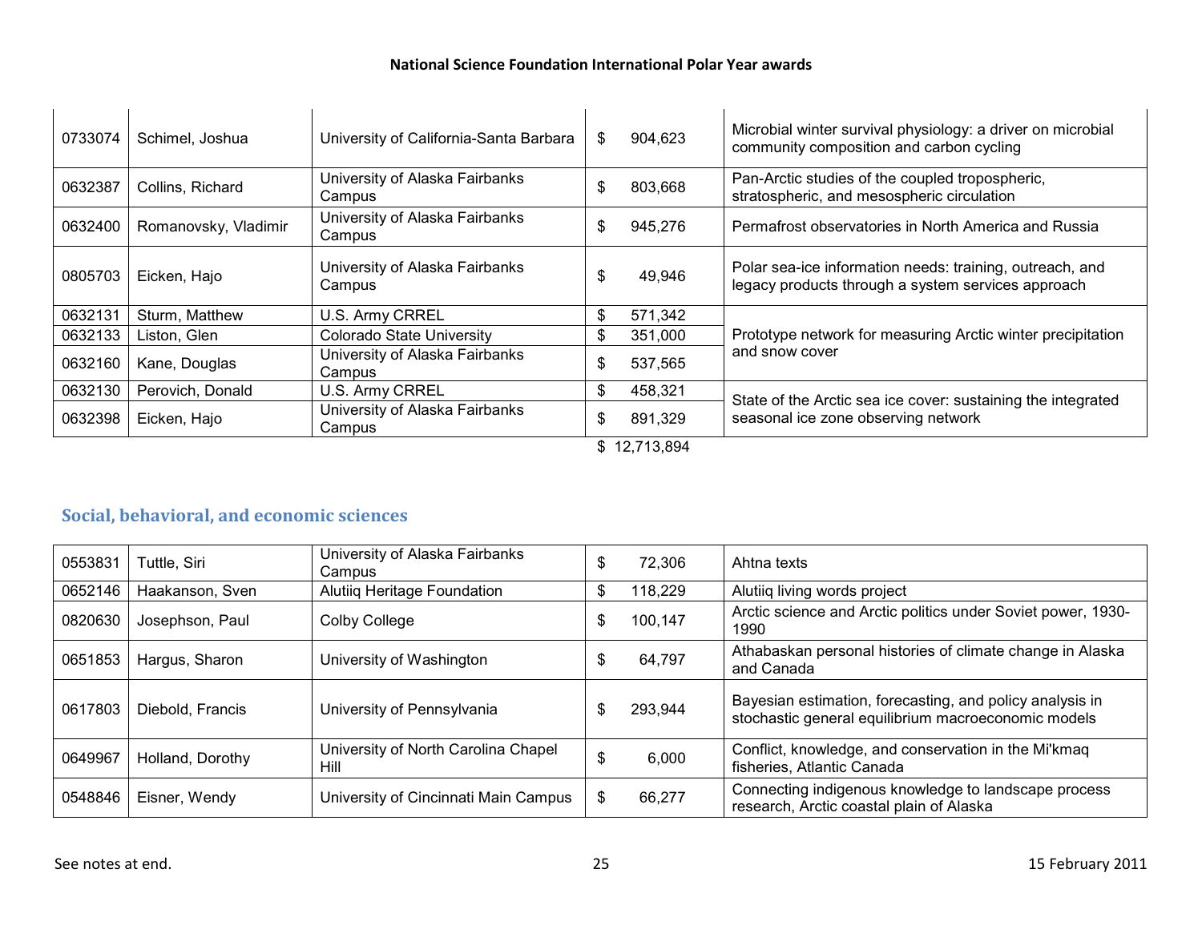| | | | | |
|---|---|---|---|---|
| 0733074 | Schimel, Joshua | University of California-Santa Barbara | $ 904,623 | Microbial winter survival physiology: a driver on microbial community composition and carbon cycling |
| 0632387 | Collins, Richard | University of Alaska Fairbanks Campus | $ 803,668 | Pan-Arctic studies of the coupled tropospheric, stratospheric, and mesospheric circulation |
| 0632400 | Romanovsky, Vladimir | University of Alaska Fairbanks Campus | $ 945,276 | Permafrost observatories in North America and Russia |
| 0805703 | Eicken, Hajo | University of Alaska Fairbanks Campus | $ 49,946 | Polar sea-ice information needs: training, outreach, and legacy products through a system services approach |
| 0632131 | Sturm, Matthew | U.S. Army CRREL | $ 571,342 | Prototype network for measuring Arctic winter precipitation and snow cover |
| 0632133 | Liston, Glen | Colorado State University | $ 351,000 | |
| 0632160 | Kane, Douglas | University of Alaska Fairbanks Campus | $ 537,565 | |
| 0632130 | Perovich, Donald | U.S. Army CRREL | $ 458,321 | State of the Arctic sea ice cover: sustaining the integrated seasonal ice zone observing network |
| 0632398 | Eicken, Hajo | University of Alaska Fairbanks Campus | $ 891,329 | |
| | | | $ 12,713,894 | |

## Social, behavioral, and economic sciences

| | | | | |
|---|---|---|---|---|
| 0553831 | Tuttle, Siri | University of Alaska Fairbanks Campus | $ 72,306 | Ahtna texts |
| 0652146 | Haakanson, Sven | Alutiiq Heritage Foundation | $ 118,229 | Alutiiq living words project |
| 0820630 | Josephson, Paul | Colby College | $ 100,147 | Arctic science and Arctic politics under Soviet power, 1930-1990 |
| 0651853 | Hargus, Sharon | University of Washington | $ 64,797 | Athabaskan personal histories of climate change in Alaska and Canada |
| 0617803 | Diebold, Francis | University of Pennsylvania | $ 293,944 | Bayesian estimation, forecasting, and policy analysis in stochastic general equilibrium macroeconomic models |
| 0649967 | Holland, Dorothy | University of North Carolina Chapel Hill | $ 6,000 | Conflict, knowledge, and conservation in the Mi'kmaq fisheries, Atlantic Canada |
| 0548846 | Eisner, Wendy | University of Cincinnati Main Campus | $ 66,277 | Connecting indigenous knowledge to landscape process research, Arctic coastal plain of Alaska |

See notes at end.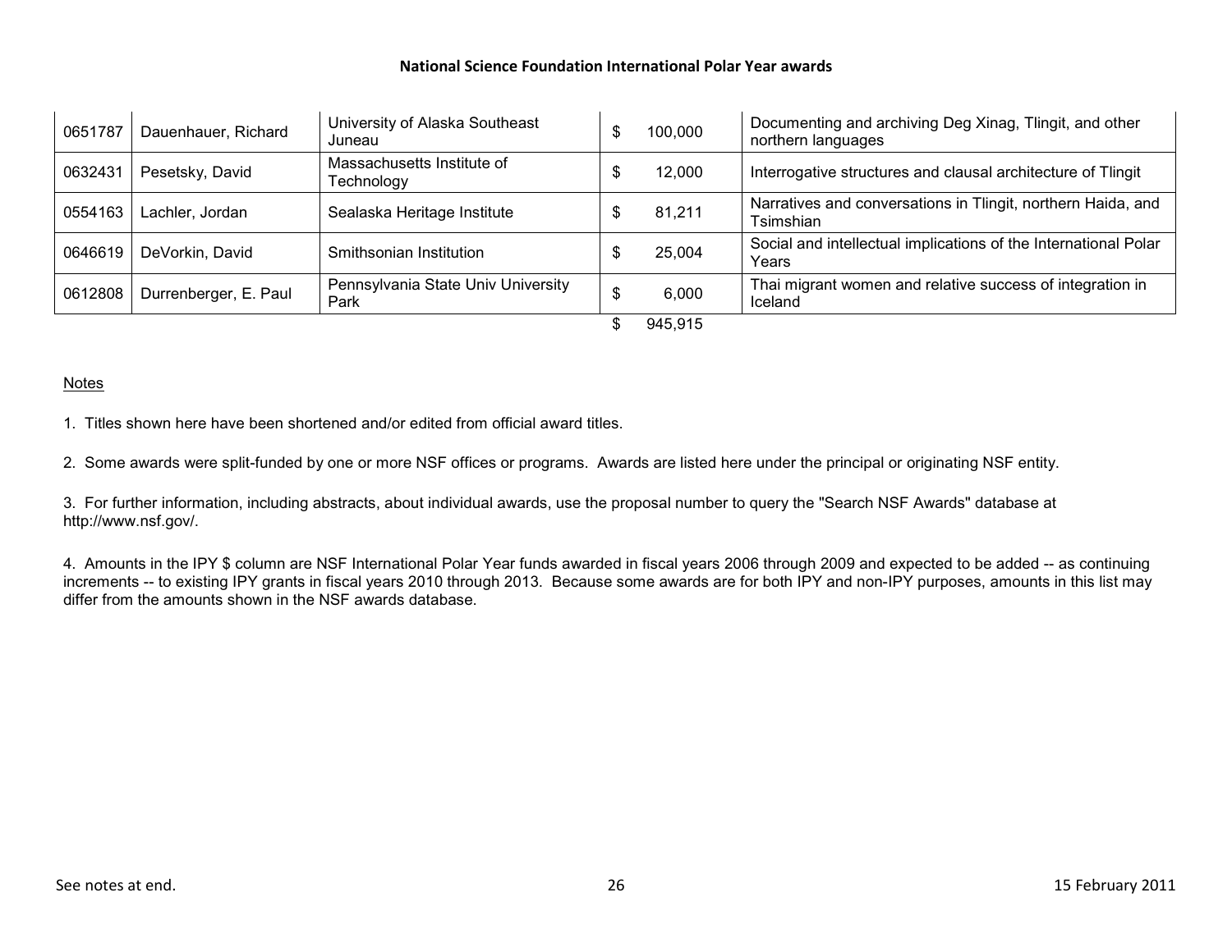| | | | | |
|---|---|---|---|---|
| 0651787 | Dauenhauer, Richard | University of Alaska Southeast Juneau | $ 100,000 | Documenting and archiving Deg Xinag, Tlingit, and other northern languages |
| 0632431 | Pesetsky, David | Massachusetts Institute of Technology | $ 12,000 | Interrogative structures and clausal architecture of Tlingit |
| 0554163 | Lachler, Jordan | Sealaska Heritage Institute | $ 81,211 | Narratives and conversations in Tlingit, northern Haida, and Tsimshian |
| 0646619 | DeVorkin, David | Smithsonian Institution | $ 25,004 | Social and intellectual implications of the International Polar Years |
| 0612808 | Durrenberger, E. Paul | Pennsylvania State Univ University Park | $ 6,000 | Thai migrant women and relative success of integration in Iceland |
| | | | $ 945,915 | |

Notes

1. Titles shown here have been shortened and/or edited from official award titles.

2. Some awards were split-funded by one or more NSF offices or programs. Awards are listed here under the principal or originating NSF entity.

3. For further information, including abstracts, about individual awards, use the proposal number to query the "Search NSF Awards" database at http://www.nsf.gov/.

4. Amounts in the IPY $ column are NSF International Polar Year funds awarded in fiscal years 2006 through 2009 and expected to be added -- as continuing increments -- to existing IPY grants in fiscal years 2010 through 2013. Because some awards are for both IPY and non-IPY purposes, amounts in this list may differ from the amounts shown in the NSF awards database.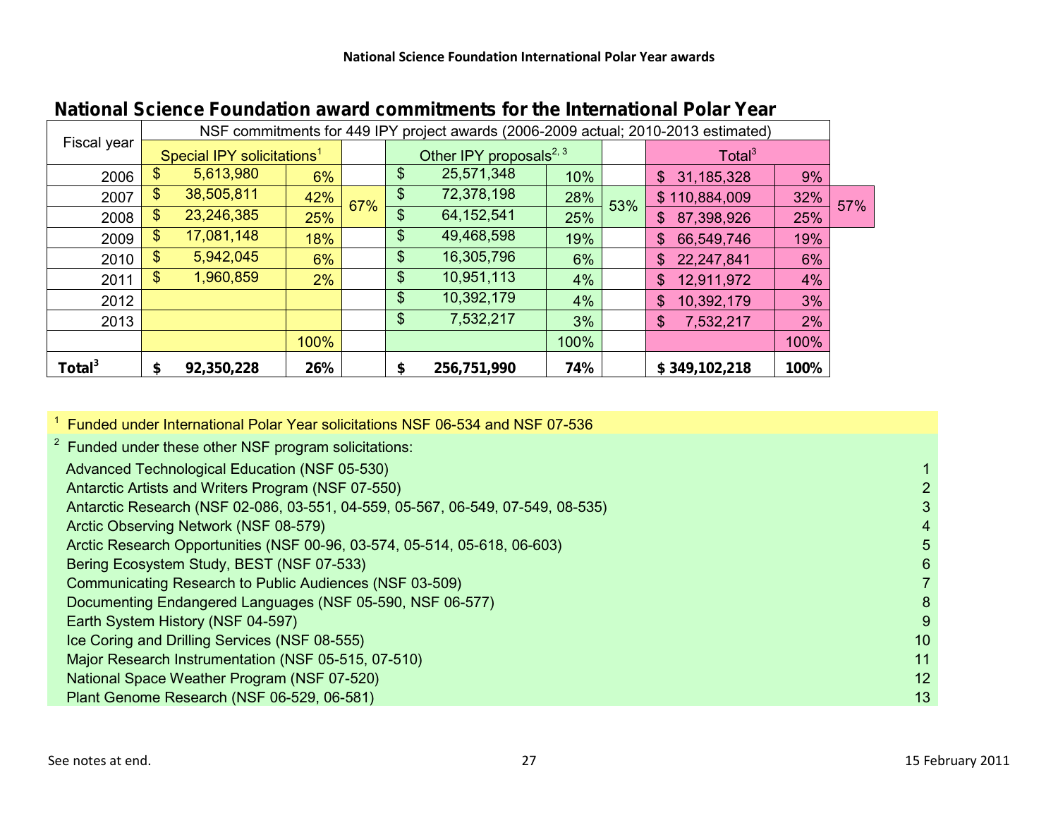## National Science Foundation award commitments for the International Polar Year

| Fiscal year | NSF commitments for 449 IPY project awards (2006-2009 actual; 2010-2013 estimated) | | | | | | | | |
|---|---|---|---|---|---|---|---|---|---|
| | Special IPY solicitations[1] | | | Other IPY proposals[2, 3] | | | Total[3] | | |
| 2006 | $ 5,613,980 | 6% | | $ 25,571,348 | 10% | | $ 31,185,328 | 9% | |
| 2007 | $ 38,505,811 | 42% | 67% | $ 72,378,198 | 28% | 53% | $ 110,884,009 | 32% | 57% |
| 2008 | $ 23,246,385 | 25% | | $ 64,152,541 | 25% | | $ 87,398,926 | 25% | |
| 2009 | $ 17,081,148 | 18% | | $ 49,468,598 | 19% | | $ 66,549,746 | 19% | |
| 2010 | $ 5,942,045 | 6% | | $ 16,305,796 | 6% | | $ 22,247,841 | 6% | |
| 2011 | $ 1,960,859 | 2% | | $ 10,951,113 | 4% | | $ 12,911,972 | 4% | |
| 2012 | | | | $ 10,392,179 | 4% | | $ 10,392,179 | 3% | |
| 2013 | | | | $ 7,532,217 | 3% | | $ 7,532,217 | 2% | |
| | | 100% | | | 100% | | | 100% | |
| **Total[3]** | **$ 92,350,228** | **26%** | | **$ 256,751,990** | **74%** | | **$ 349,102,218** | **100%** | |

[1] Funded under International Polar Year solicitations NSF 06-534 and NSF 07-536

[2] Funded under these other NSF program solicitations:

| Solicitation | |
|---|---|
| Advanced Technological Education (NSF 05-530) | 1 |
| Antarctic Artists and Writers Program (NSF 07-550) | 2 |
| Antarctic Research (NSF 02-086, 03-551, 04-559, 05-567, 06-549, 07-549, 08-535) | 3 |
| Arctic Observing Network (NSF 08-579) | 4 |
| Arctic Research Opportunities (NSF 00-96, 03-574, 05-514, 05-618, 06-603) | 5 |
| Bering Ecosystem Study, BEST (NSF 07-533) | 6 |
| Communicating Research to Public Audiences (NSF 03-509) | 7 |
| Documenting Endangered Languages (NSF 05-590, NSF 06-577) | 8 |
| Earth System History (NSF 04-597) | 9 |
| Ice Coring and Drilling Services (NSF 08-555) | 10 |
| Major Research Instrumentation (NSF 05-515, 07-510) | 11 |
| National Space Weather Program (NSF 07-520) | 12 |
| Plant Genome Research (NSF 06-529, 06-581) | 13 |

See notes at end.

15 February 2011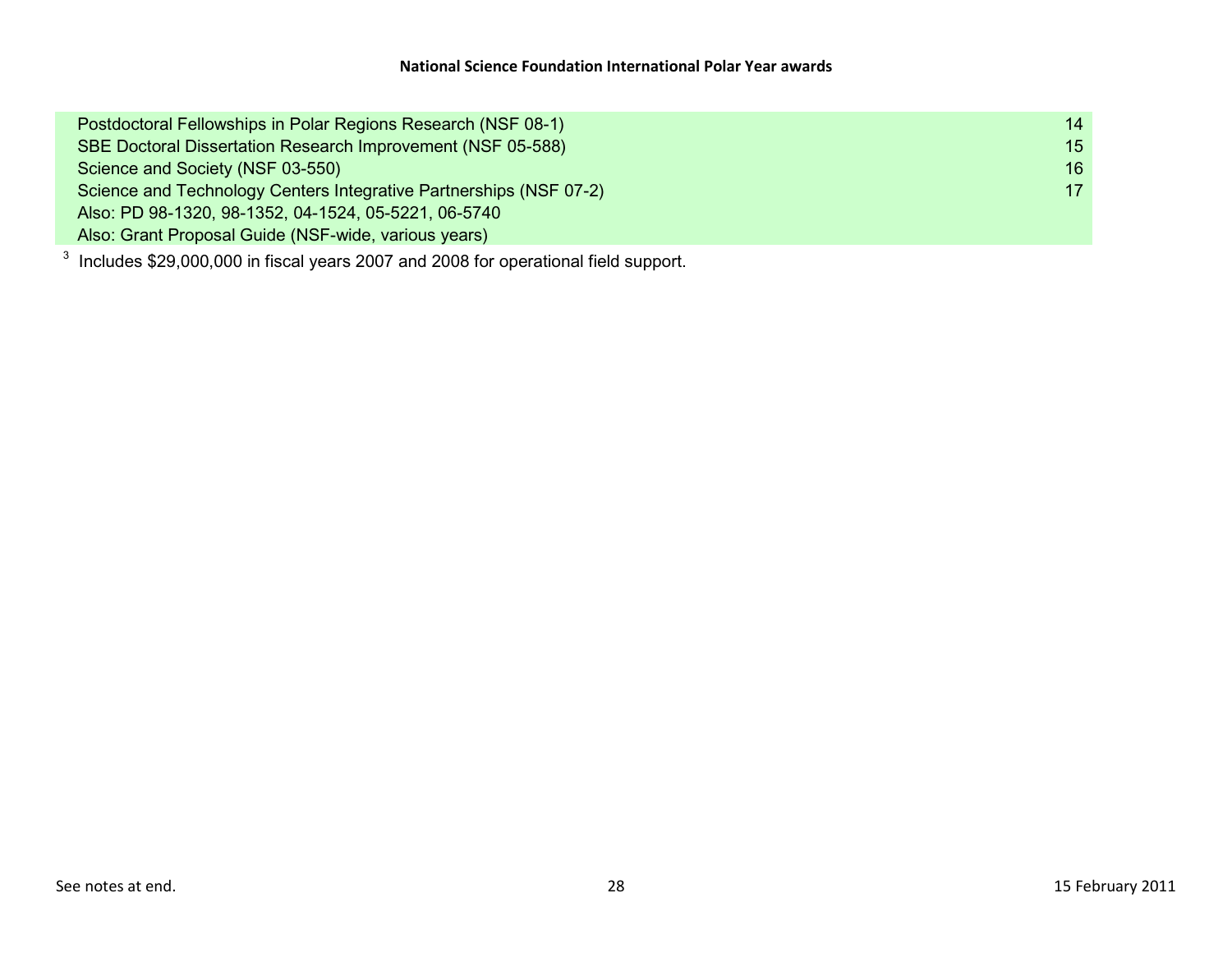| | |
|---|---|
| Postdoctoral Fellowships in Polar Regions Research (NSF 08-1) | 14 |
| SBE Doctoral Dissertation Research Improvement (NSF 05-588) | 15 |
| Science and Society (NSF 03-550) | 16 |
| Science and Technology Centers Integrative Partnerships (NSF 07-2) | 17 |
| Also: PD 98-1320, 98-1352, 04-1524, 05-5221, 06-5740 | |
| Also: Grant Proposal Guide (NSF-wide, various years) | |

[3] Includes $29,000,000 in fiscal years 2007 and 2008 for operational field support.

See notes at end.